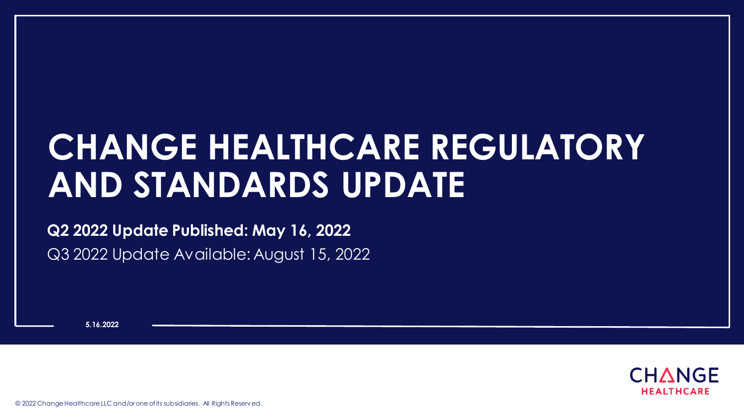# CHANGE HEALTHCARE REGULATORY AND STANDARDS UPDATE

**Q2 2022 Update Published: May 16, 2022**

Q3 2022 Update Available: August 15, 2022

**5.16.2022**

CHANGE HEALTHCARE

© 2022 Change Healthcare LLC and/or one of its subsidiaries. All Rights Reserved.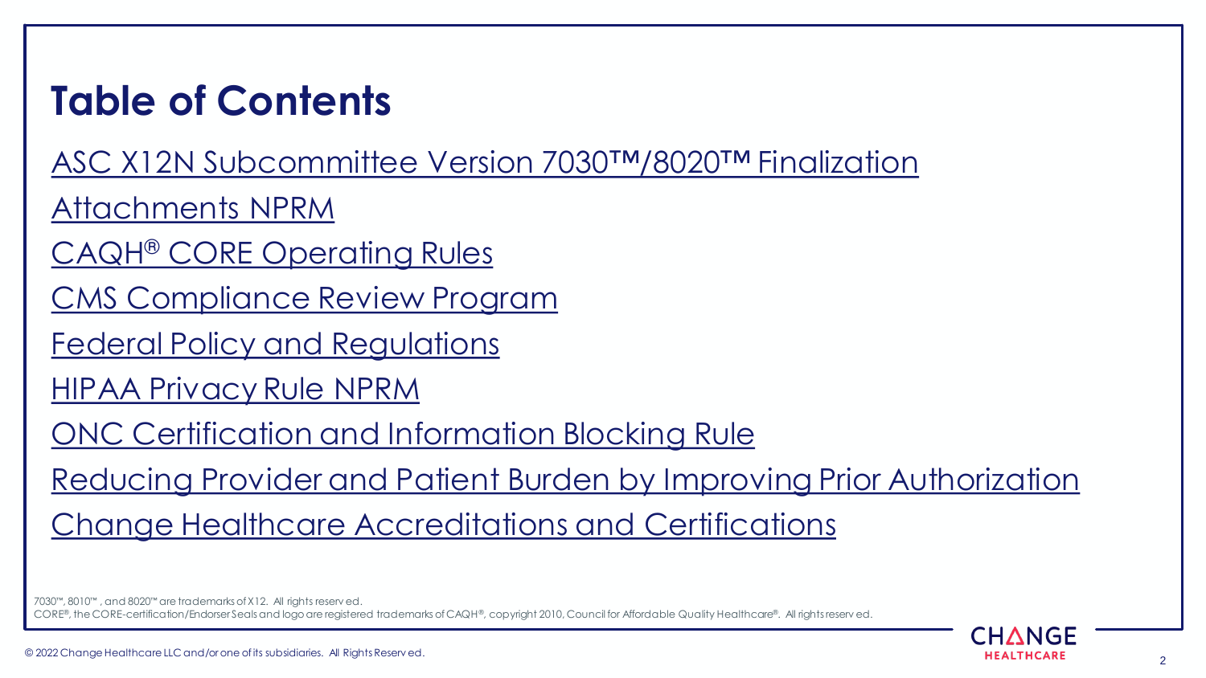# Table of Contents

- ASC X12N Subcommittee Version 7030™/8020™ Finalization
- Attachments NPRM
- CAQH® CORE Operating Rules
- CMS Compliance Review Program
- Federal Policy and Regulations
- HIPAA Privacy Rule NPRM
- ONC Certification and Information Blocking Rule
- Reducing Provider and Patient Burden by Improving Prior Authorization
- Change Healthcare Accreditations and Certifications

7030™, 8010™ , and 8020™ are trademarks of X12. All rights reserved.
CORE®, the CORE-certification/Endorser Seals and logo are registered trademarks of CAQH®, copyright 2010, Council for Affordable Quality Healthcare®. All rights reserved.

© 2022 Change Healthcare LLC and/or one of its subsidiaries. All Rights Reserved.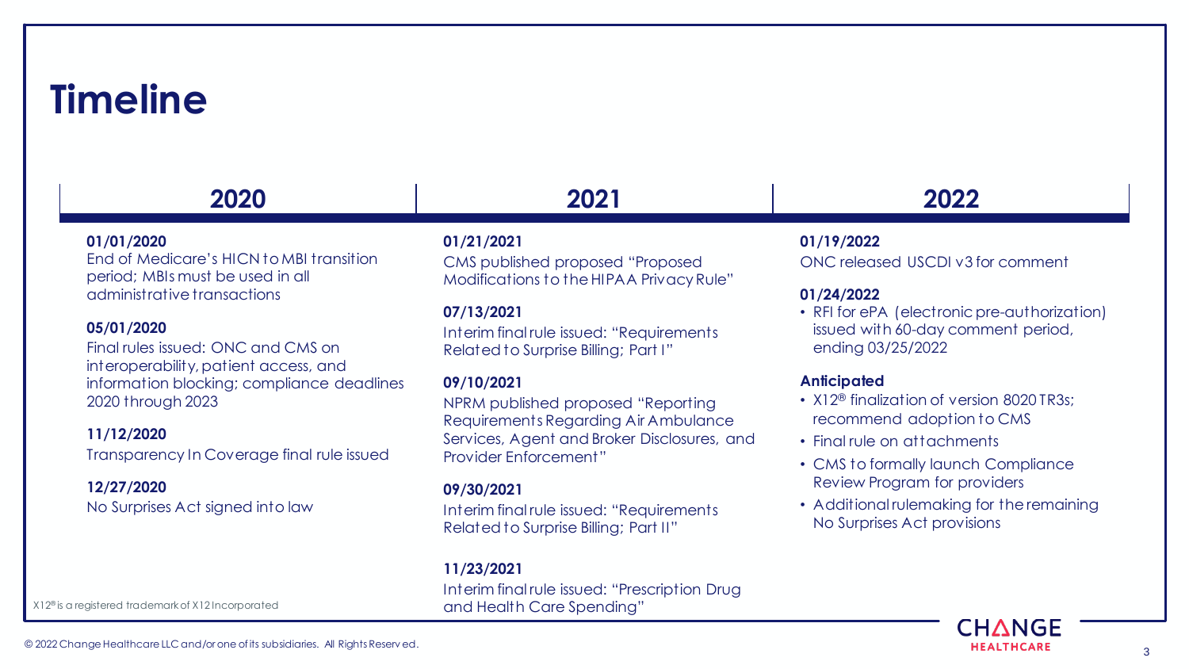# Timeline

## 2020

**01/01/2020**
End of Medicare's HICN to MBI transition period; MBIs must be used in all administrative transactions

**05/01/2020**
Final rules issued: ONC and CMS on interoperability, patient access, and information blocking; compliance deadlines 2020 through 2023

**11/12/2020**
Transparency In Coverage final rule issued

**12/27/2020**
No Surprises Act signed into law

## 2021

**01/21/2021**
CMS published proposed "Proposed Modifications to the HIPAA Privacy Rule"

**07/13/2021**
Interim final rule issued: "Requirements Related to Surprise Billing; Part I"

**09/10/2021**
NPRM published proposed "Reporting Requirements Regarding Air Ambulance Services, Agent and Broker Disclosures, and Provider Enforcement"

**09/30/2021**
Interim final rule issued: "Requirements Related to Surprise Billing; Part II"

**11/23/2021**
Interim final rule issued: "Prescription Drug and Health Care Spending"

## 2022

**01/19/2022**
ONC released USCDI v3 for comment

**01/24/2022**
- RFI for ePA (electronic pre-authorization) issued with 60-day comment period, ending 03/25/2022

**Anticipated**
- X12® finalization of version 8020 TR3s; recommend adoption to CMS
- Final rule on attachments
- CMS to formally launch Compliance Review Program for providers
- Additional rulemaking for the remaining No Surprises Act provisions

X12® is a registered trademark of X12 Incorporated

© 2022 Change Healthcare LLC and/or one of its subsidiaries. All Rights Reserved.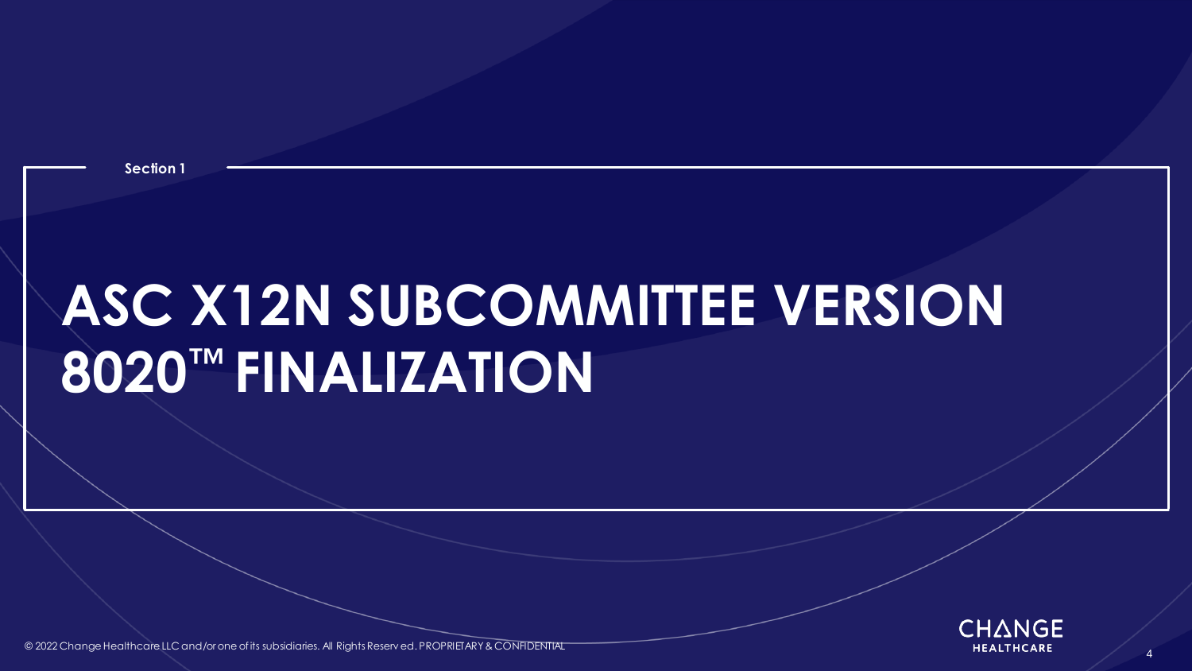Section 1

# ASC X12N SUBCOMMITTEE VERSION 8020™ FINALIZATION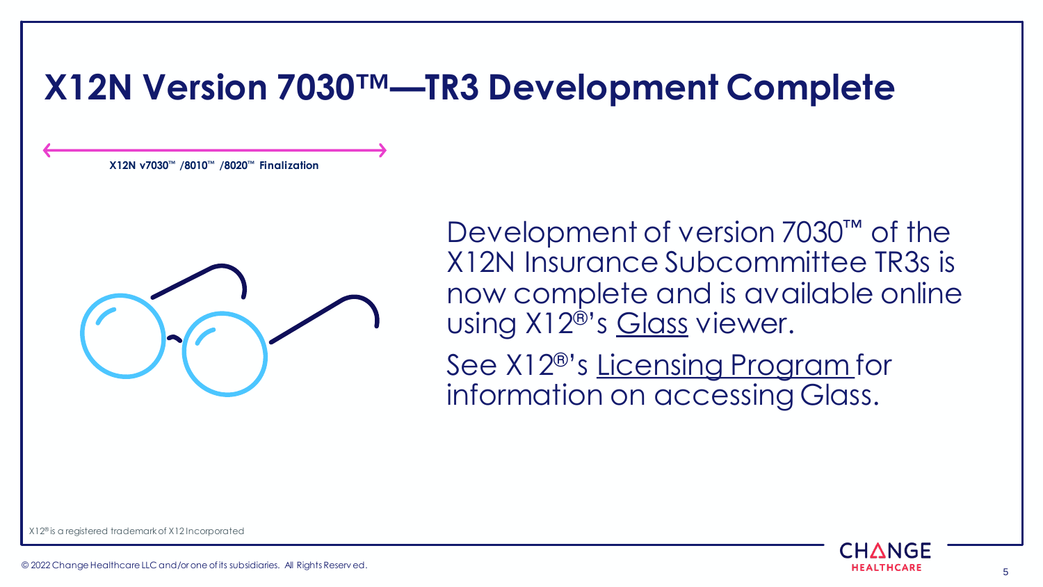# X12N Version 7030™—TR3 Development Complete

**X12N v7030™ /8010™ /8020™ Finalization**

Development of version 7030™ of the X12N Insurance Subcommittee TR3s is now complete and is available online using X12®'s Glass viewer.

See X12®'s Licensing Program for information on accessing Glass.

X12® is a registered trademark of X12 Incorporated

© 2022 Change Healthcare LLC and/or one of its subsidiaries. All Rights Reserved.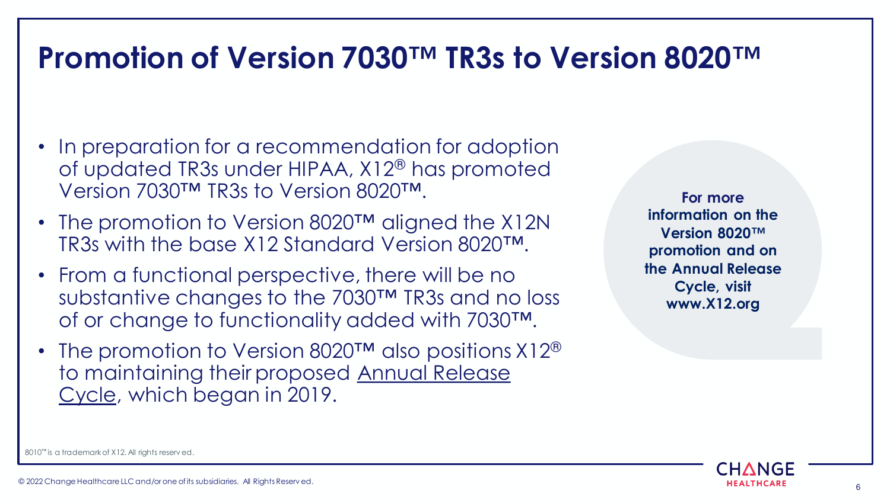# Promotion of Version 7030™ TR3s to Version 8020™

- In preparation for a recommendation for adoption of updated TR3s under HIPAA, X12® has promoted Version 7030™ TR3s to Version 8020™.
- The promotion to Version 8020™ aligned the X12N TR3s with the base X12 Standard Version 8020™.
- From a functional perspective, there will be no substantive changes to the 7030™ TR3s and no loss of or change to functionality added with 7030™.
- The promotion to Version 8020™ also positions X12® to maintaining their proposed Annual Release Cycle, which began in 2019.

**For more information on the Version 8020™ promotion and on the Annual Release Cycle, visit www.X12.org**

8010™ is a trademark of X12. All rights reserved.

© 2022 Change Healthcare LLC and/or one of its subsidiaries. All Rights Reserved.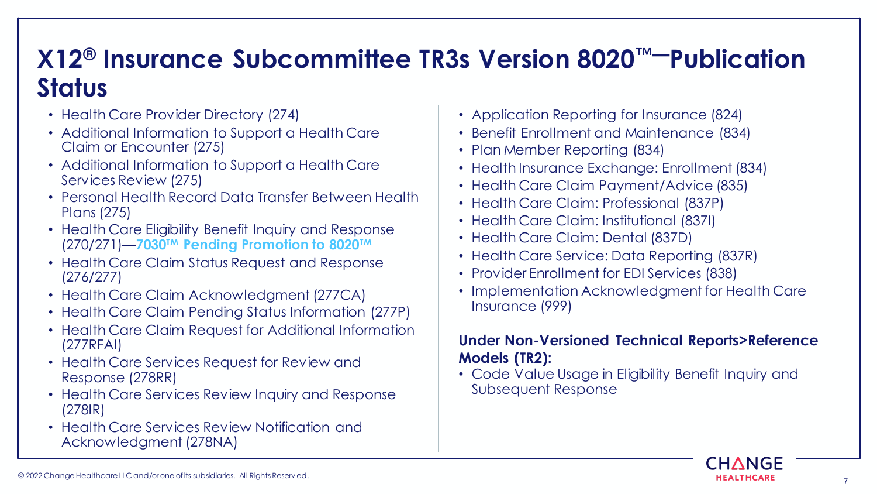# X12® Insurance Subcommittee TR3s Version 8020™—Publication Status

- Health Care Provider Directory (274)
- Additional Information to Support a Health Care Claim or Encounter (275)
- Additional Information to Support a Health Care Services Review (275)
- Personal Health Record Data Transfer Between Health Plans (275)
- Health Care Eligibility Benefit Inquiry and Response (270/271)—**7030™ Pending Promotion to 8020™**
- Health Care Claim Status Request and Response (276/277)
- Health Care Claim Acknowledgment (277CA)
- Health Care Claim Pending Status Information (277P)
- Health Care Claim Request for Additional Information (277RFAI)
- Health Care Services Request for Review and Response (278RR)
- Health Care Services Review Inquiry and Response (278IR)
- Health Care Services Review Notification and Acknowledgment (278NA)
- Application Reporting for Insurance (824)
- Benefit Enrollment and Maintenance (834)
- Plan Member Reporting (834)
- Health Insurance Exchange: Enrollment (834)
- Health Care Claim Payment/Advice (835)
- Health Care Claim: Professional (837P)
- Health Care Claim: Institutional (837I)
- Health Care Claim: Dental (837D)
- Health Care Service: Data Reporting (837R)
- Provider Enrollment for EDI Services (838)
- Implementation Acknowledgment for Health Care Insurance (999)

**Under Non-Versioned Technical Reports>Reference Models (TR2):**

- Code Value Usage in Eligibility Benefit Inquiry and Subsequent Response

© 2022 Change Healthcare LLC and/or one of its subsidiaries. All Rights Reserved.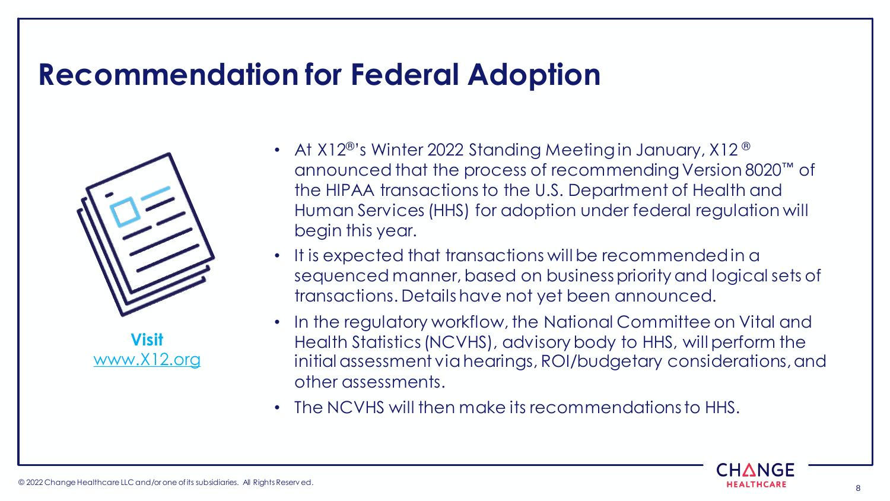# Recommendation for Federal Adoption

**Visit**
www.X12.org

- At X12®'s Winter 2022 Standing Meeting in January, X12® announced that the process of recommending Version 8020™ of the HIPAA transactions to the U.S. Department of Health and Human Services (HHS) for adoption under federal regulation will begin this year.
- It is expected that transactions will be recommended in a sequenced manner, based on business priority and logical sets of transactions. Details have not yet been announced.
- In the regulatory workflow, the National Committee on Vital and Health Statistics (NCVHS), advisory body to HHS, will perform the initial assessment via hearings, ROI/budgetary considerations, and other assessments.
- The NCVHS will then make its recommendations to HHS.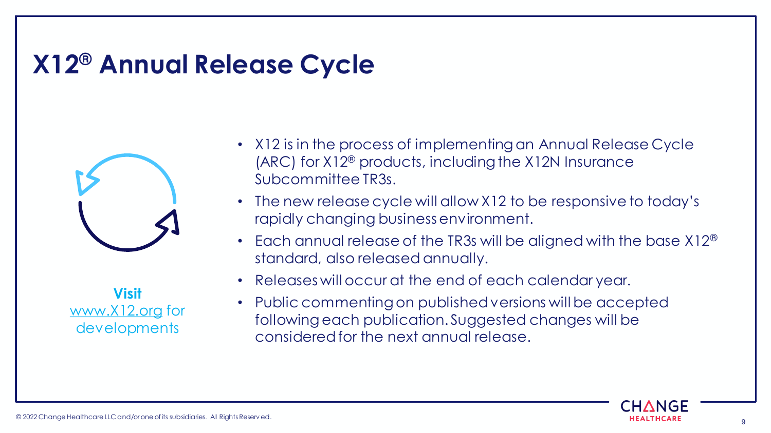# X12® Annual Release Cycle

**Visit** www.X12.org for developments

- X12 is in the process of implementing an Annual Release Cycle (ARC) for X12® products, including the X12N Insurance Subcommittee TR3s.
- The new release cycle will allow X12 to be responsive to today's rapidly changing business environment.
- Each annual release of the TR3s will be aligned with the base X12® standard, also released annually.
- Releases will occur at the end of each calendar year.
- Public commenting on published versions will be accepted following each publication. Suggested changes will be considered for the next annual release.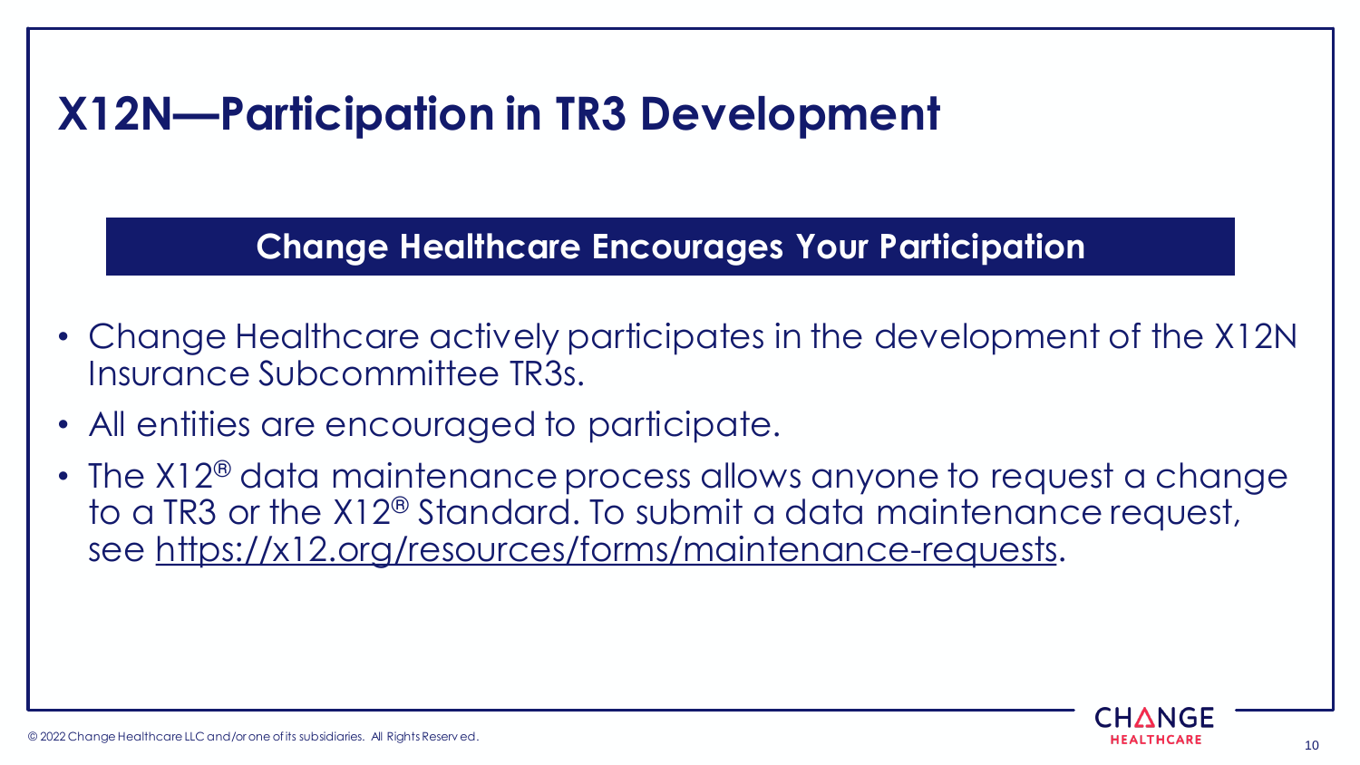# X12N—Participation in TR3 Development

**Change Healthcare Encourages Your Participation**

- Change Healthcare actively participates in the development of the X12N Insurance Subcommittee TR3s.
- All entities are encouraged to participate.
- The X12® data maintenance process allows anyone to request a change to a TR3 or the X12® Standard. To submit a data maintenance request, see https://x12.org/resources/forms/maintenance-requests.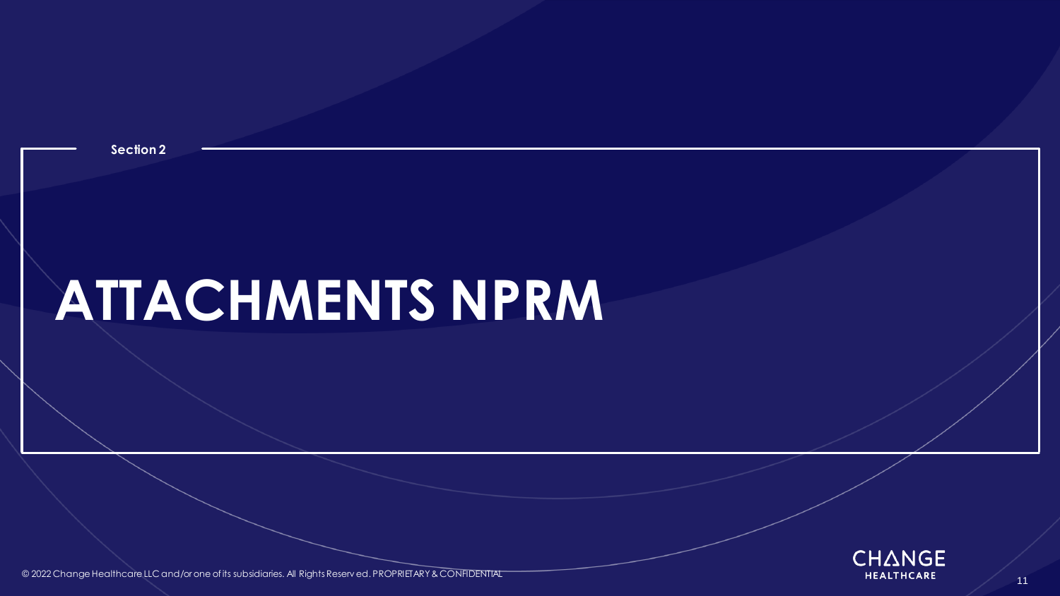Section 2

# ATTACHMENTS NPRM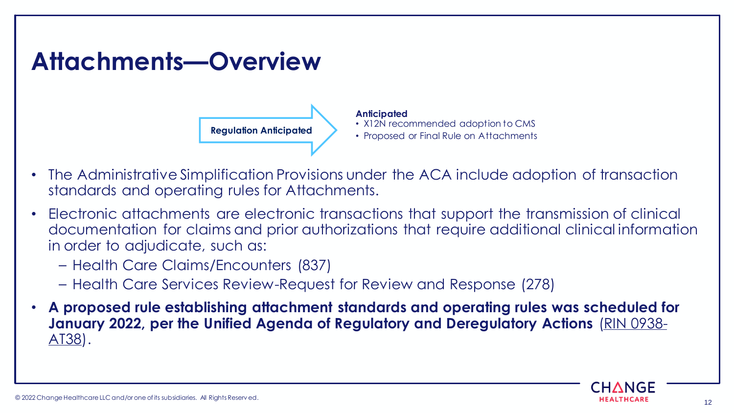# Attachments—Overview

**Regulation Anticipated**

**Anticipated**
- X12N recommended adoption to CMS
- Proposed or Final Rule on Attachments

- The Administrative Simplification Provisions under the ACA include adoption of transaction standards and operating rules for Attachments.
- Electronic attachments are electronic transactions that support the transmission of clinical documentation for claims and prior authorizations that require additional clinical information in order to adjudicate, such as:
  - Health Care Claims/Encounters (837)
  - Health Care Services Review-Request for Review and Response (278)
- **A proposed rule establishing attachment standards and operating rules was scheduled for January 2022, per the Unified Agenda of Regulatory and Deregulatory Actions** (RIN 0938-AT38).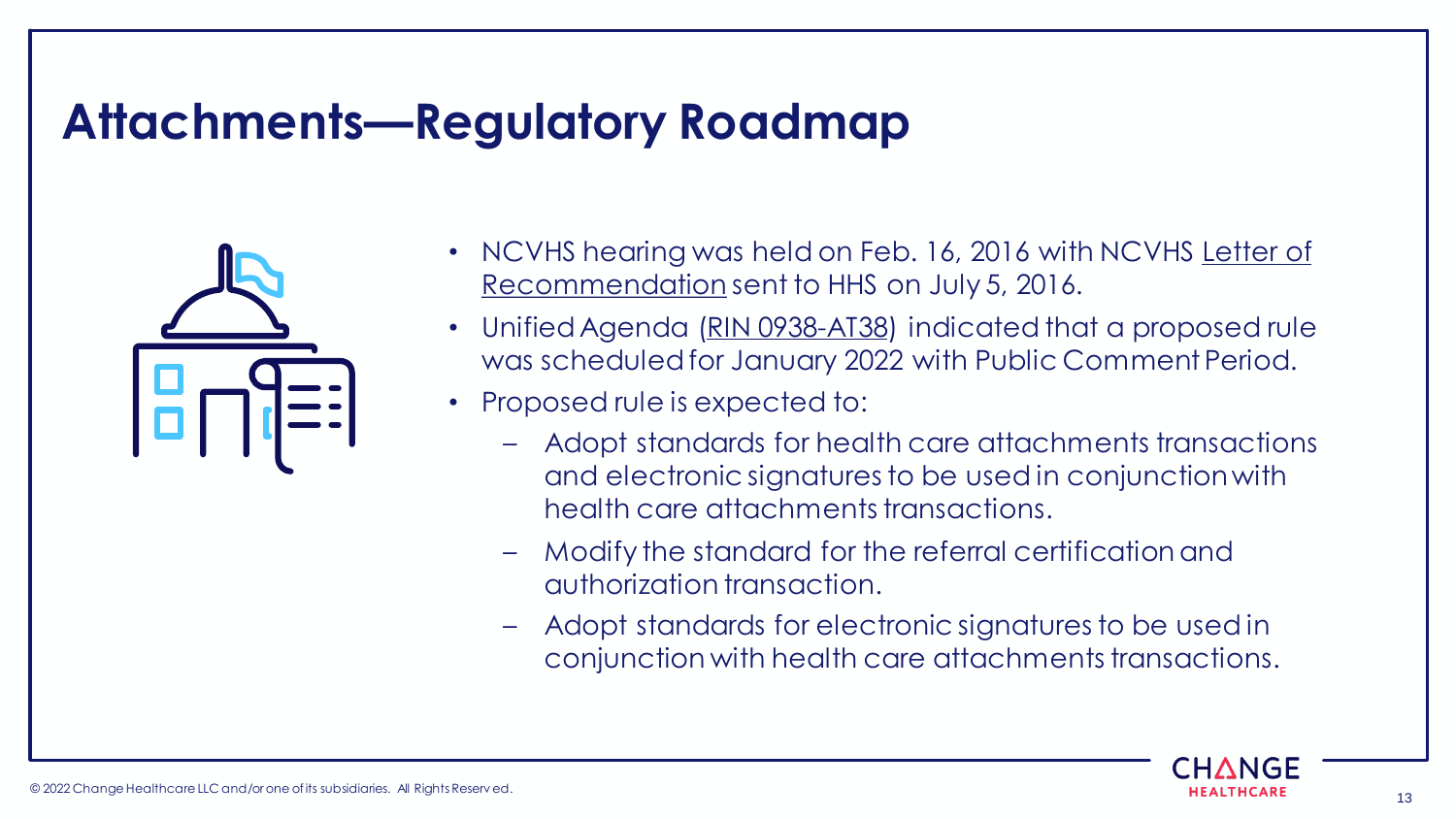# Attachments—Regulatory Roadmap

- NCVHS hearing was held on Feb. 16, 2016 with NCVHS Letter of Recommendation sent to HHS on July 5, 2016.
- Unified Agenda (RIN 0938-AT38) indicated that a proposed rule was scheduled for January 2022 with Public Comment Period.
- Proposed rule is expected to:
  - Adopt standards for health care attachments transactions and electronic signatures to be used in conjunction with health care attachments transactions.
  - Modify the standard for the referral certification and authorization transaction.
  - Adopt standards for electronic signatures to be used in conjunction with health care attachments transactions.

© 2022 Change Healthcare LLC and/or one of its subsidiaries. All Rights Reserved.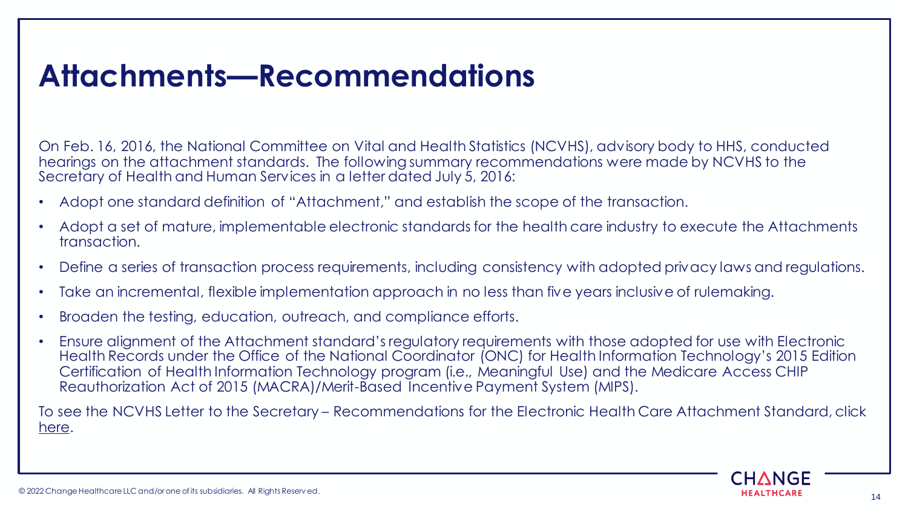# Attachments—Recommendations

On Feb. 16, 2016, the National Committee on Vital and Health Statistics (NCVHS), advisory body to HHS, conducted hearings on the attachment standards. The following summary recommendations were made by NCVHS to the Secretary of Health and Human Services in a letter dated July 5, 2016:

- Adopt one standard definition of "Attachment," and establish the scope of the transaction.
- Adopt a set of mature, implementable electronic standards for the health care industry to execute the Attachments transaction.
- Define a series of transaction process requirements, including consistency with adopted privacy laws and regulations.
- Take an incremental, flexible implementation approach in no less than five years inclusive of rulemaking.
- Broaden the testing, education, outreach, and compliance efforts.
- Ensure alignment of the Attachment standard's regulatory requirements with those adopted for use with Electronic Health Records under the Office of the National Coordinator (ONC) for Health Information Technology's 2015 Edition Certification of Health Information Technology program (i.e., Meaningful Use) and the Medicare Access CHIP Reauthorization Act of 2015 (MACRA)/Merit-Based Incentive Payment System (MIPS).

To see the NCVHS Letter to the Secretary – Recommendations for the Electronic Health Care Attachment Standard, click here.

© 2022 Change Healthcare LLC and/or one of its subsidiaries. All Rights Reserved.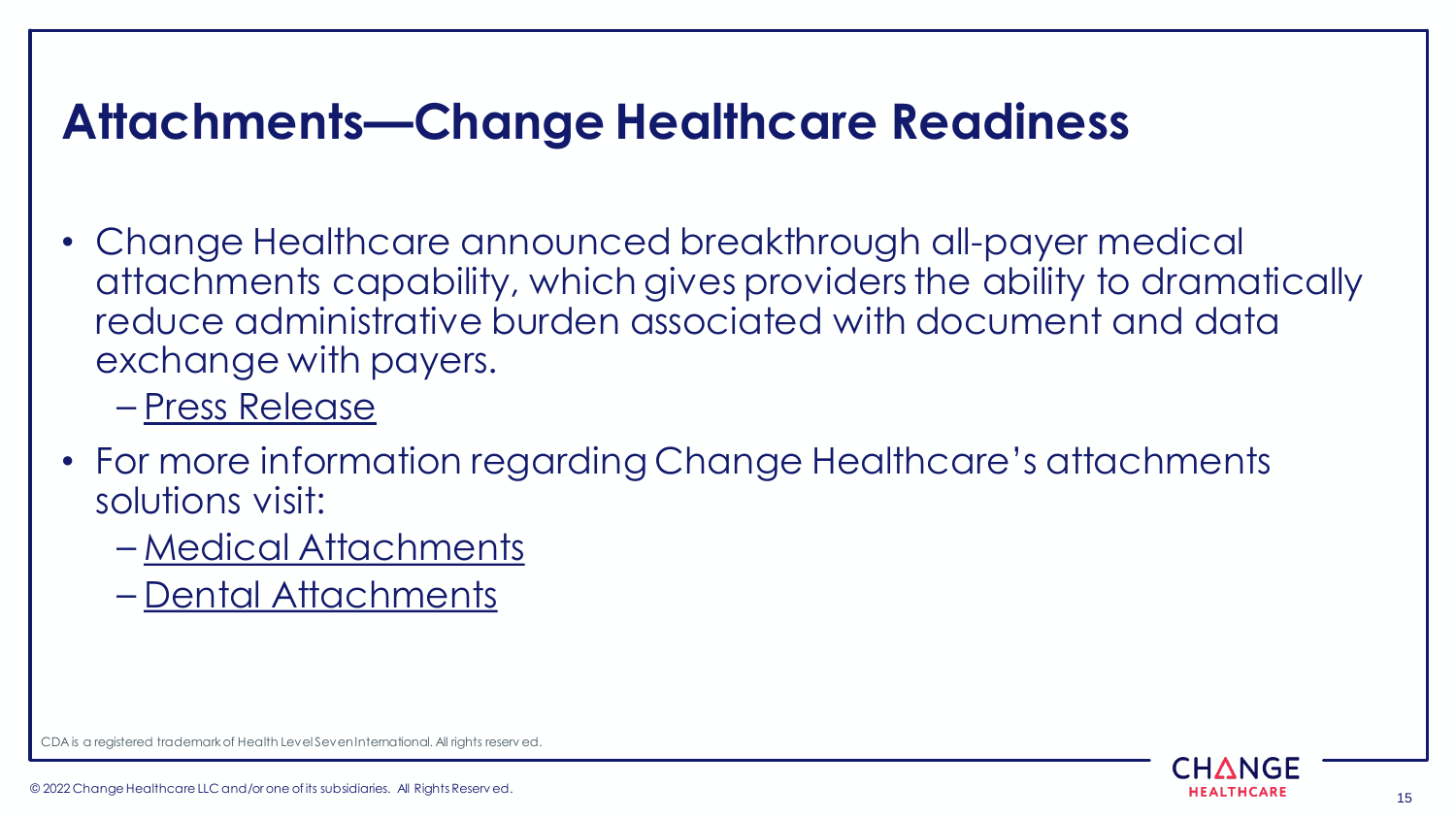# Attachments—Change Healthcare Readiness

- Change Healthcare announced breakthrough all-payer medical attachments capability, which gives providers the ability to dramatically reduce administrative burden associated with document and data exchange with payers.
  - Press Release
- For more information regarding Change Healthcare's attachments solutions visit:
  - Medical Attachments
  - Dental Attachments

CDA is a registered trademark of Health Level Seven International. All rights reserved.

© 2022 Change Healthcare LLC and/or one of its subsidiaries. All Rights Reserved.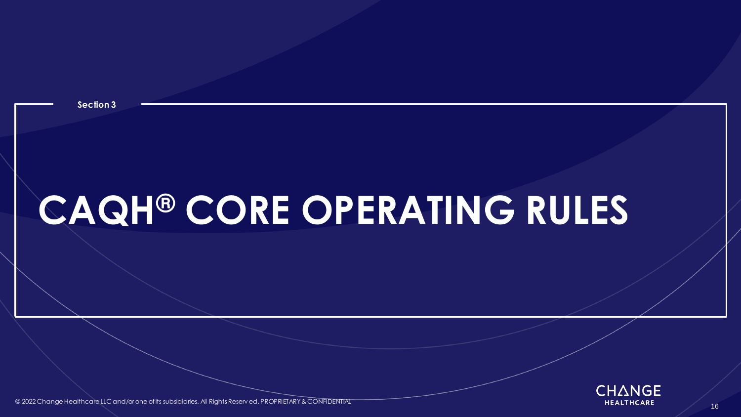Section 3

# CAQH® CORE OPERATING RULES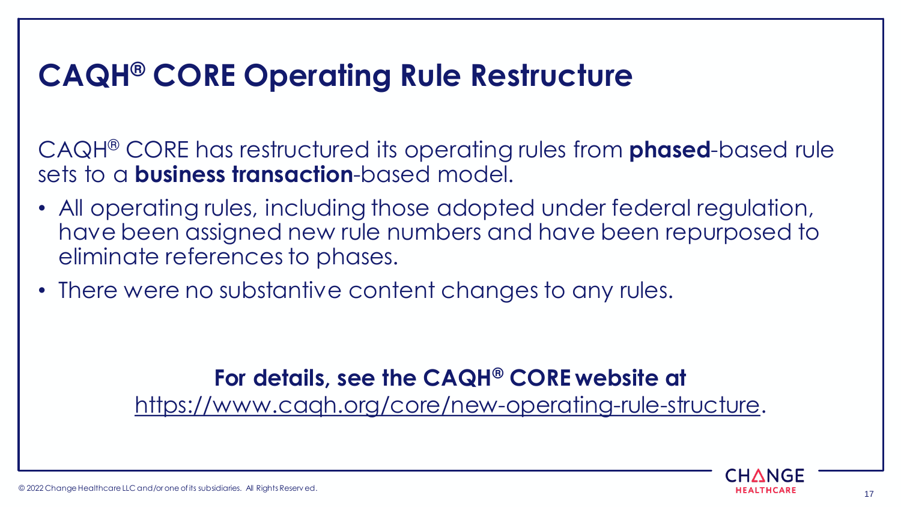# CAQH® CORE Operating Rule Restructure

CAQH® CORE has restructured its operating rules from **phased**-based rule sets to a **business transaction**-based model.

- All operating rules, including those adopted under federal regulation, have been assigned new rule numbers and have been repurposed to eliminate references to phases.
- There were no substantive content changes to any rules.

**For details, see the CAQH® CORE website at**
https://www.caqh.org/core/new-operating-rule-structure.

© 2022 Change Healthcare LLC and/or one of its subsidiaries. All Rights Reserved.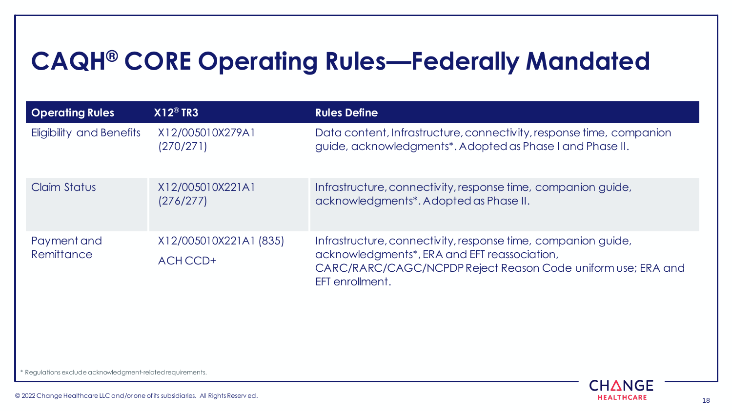# CAQH® CORE Operating Rules—Federally Mandated

| Operating Rules | X12® TR3 | Rules Define |
|---|---|---|
| Eligibility and Benefits | X12/005010X279A1 (270/271) | Data content, Infrastructure, connectivity, response time, companion guide, acknowledgments*. Adopted as Phase I and Phase II. |
| Claim Status | X12/005010X221A1 (276/277) | Infrastructure, connectivity, response time, companion guide, acknowledgments*. Adopted as Phase II. |
| Payment and Remittance | X12/005010X221A1 (835) ACH CCD+ | Infrastructure, connectivity, response time, companion guide, acknowledgments*, ERA and EFT reassociation, CARC/RARC/CAGC/NCPDP Reject Reason Code uniform use; ERA and EFT enrollment. |

* Regulations exclude acknowledgment-related requirements.

© 2022 Change Healthcare LLC and/or one of its subsidiaries. All Rights Reserved.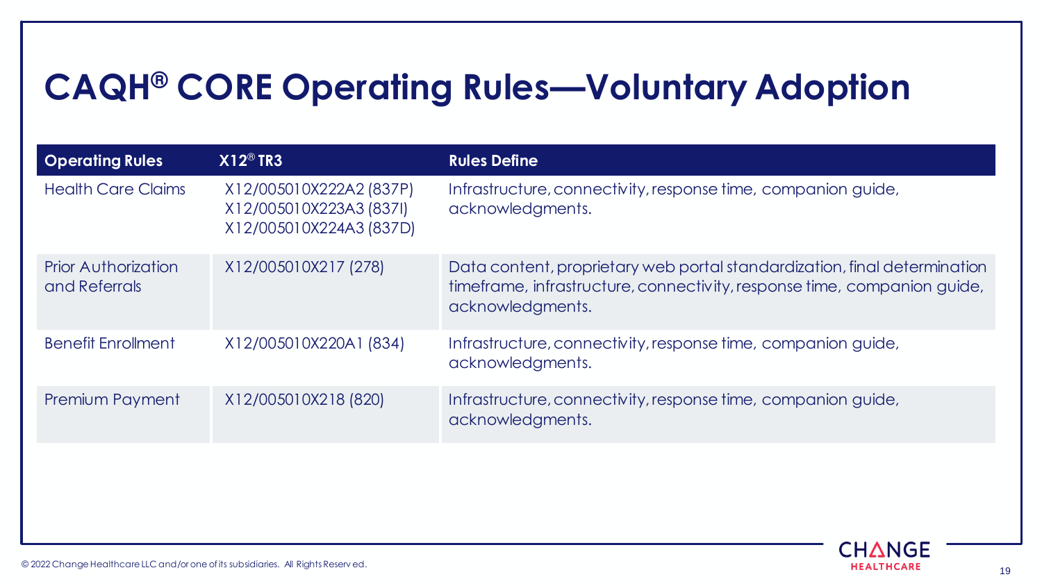# CAQH® CORE Operating Rules—Voluntary Adoption

| Operating Rules | X12® TR3 | Rules Define |
|---|---|---|
| Health Care Claims | X12/005010X222A2 (837P)<br>X12/005010X223A3 (837I)<br>X12/005010X224A3 (837D) | Infrastructure, connectivity, response time, companion guide, acknowledgments. |
| Prior Authorization and Referrals | X12/005010X217 (278) | Data content, proprietary web portal standardization, final determination timeframe, infrastructure, connectivity, response time, companion guide, acknowledgments. |
| Benefit Enrollment | X12/005010X220A1 (834) | Infrastructure, connectivity, response time, companion guide, acknowledgments. |
| Premium Payment | X12/005010X218 (820) | Infrastructure, connectivity, response time, companion guide, acknowledgments. |

© 2022 Change Healthcare LLC and/or one of its subsidiaries. All Rights Reserved.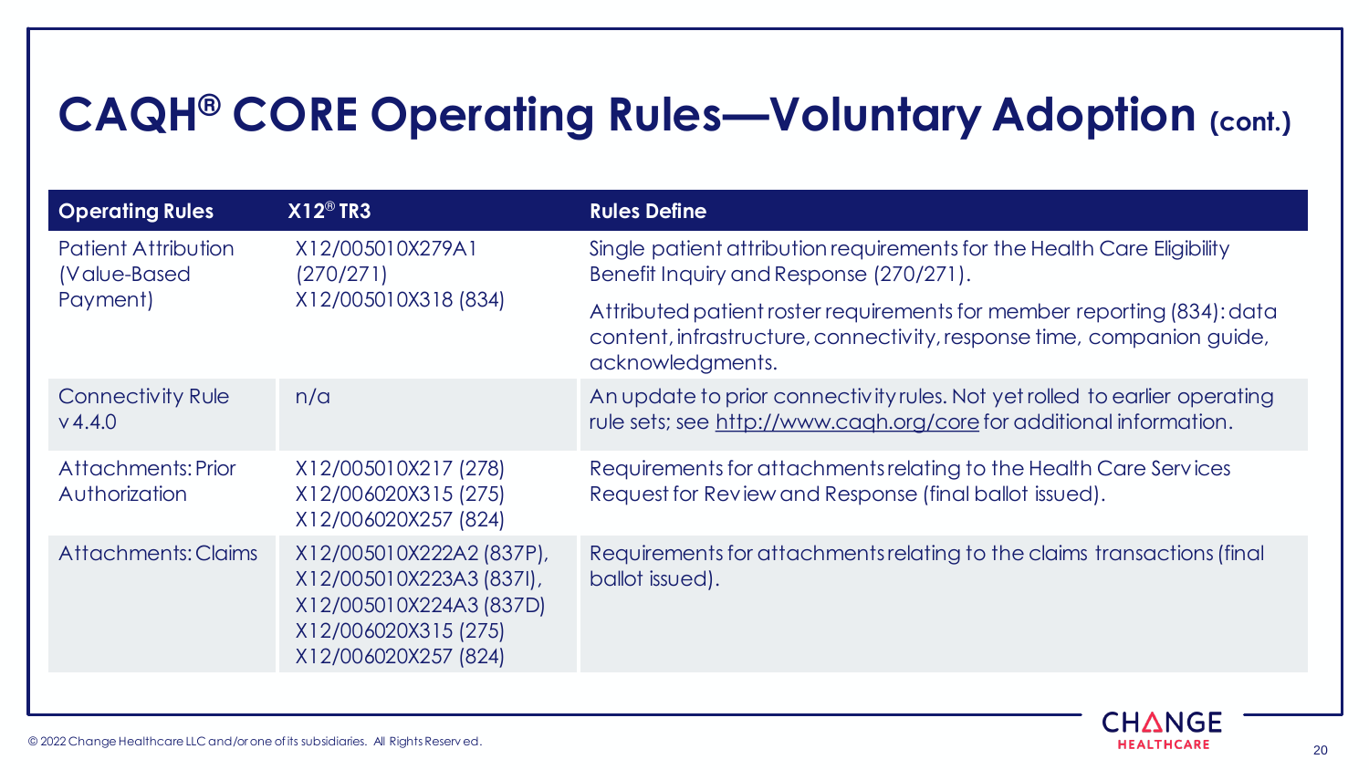# CAQH® CORE Operating Rules—Voluntary Adoption (cont.)

| Operating Rules | X12® TR3 | Rules Define |
|---|---|---|
| Patient Attribution (Value-Based Payment) | X12/005010X279A1 (270/271)<br>X12/005010X318 (834) | Single patient attribution requirements for the Health Care Eligibility Benefit Inquiry and Response (270/271).<br><br>Attributed patient roster requirements for member reporting (834): data content, infrastructure, connectivity, response time, companion guide, acknowledgments. |
| Connectivity Rule v4.4.0 | n/a | An update to prior connectivity rules. Not yet rolled to earlier operating rule sets; see http://www.caqh.org/core for additional information. |
| Attachments: Prior Authorization | X12/005010X217 (278)<br>X12/006020X315 (275)<br>X12/006020X257 (824) | Requirements for attachments relating to the Health Care Services Request for Review and Response (final ballot issued). |
| Attachments: Claims | X12/005010X222A2 (837P),<br>X12/005010X223A3 (837I),<br>X12/005010X224A3 (837D)<br>X12/006020X315 (275)<br>X12/006020X257 (824) | Requirements for attachments relating to the claims transactions (final ballot issued). |

© 2022 Change Healthcare LLC and/or one of its subsidiaries. All Rights Reserved.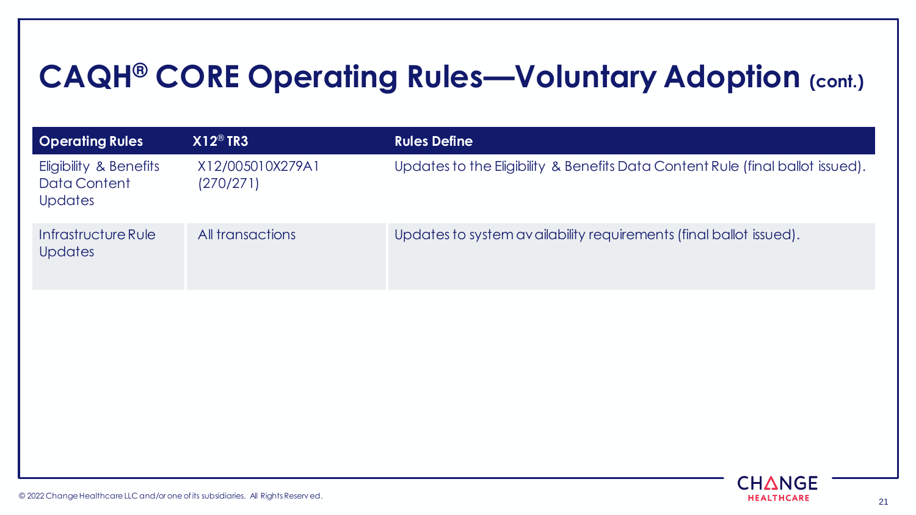# CAQH® CORE Operating Rules—Voluntary Adoption (cont.)

| Operating Rules | X12® TR3 | Rules Define |
|---|---|---|
| Eligibility & Benefits Data Content Updates | X12/005010X279A1 (270/271) | Updates to the Eligibility & Benefits Data Content Rule (final ballot issued). |
| Infrastructure Rule Updates | All transactions | Updates to system availability requirements (final ballot issued). |

© 2022 Change Healthcare LLC and/or one of its subsidiaries. All Rights Reserved.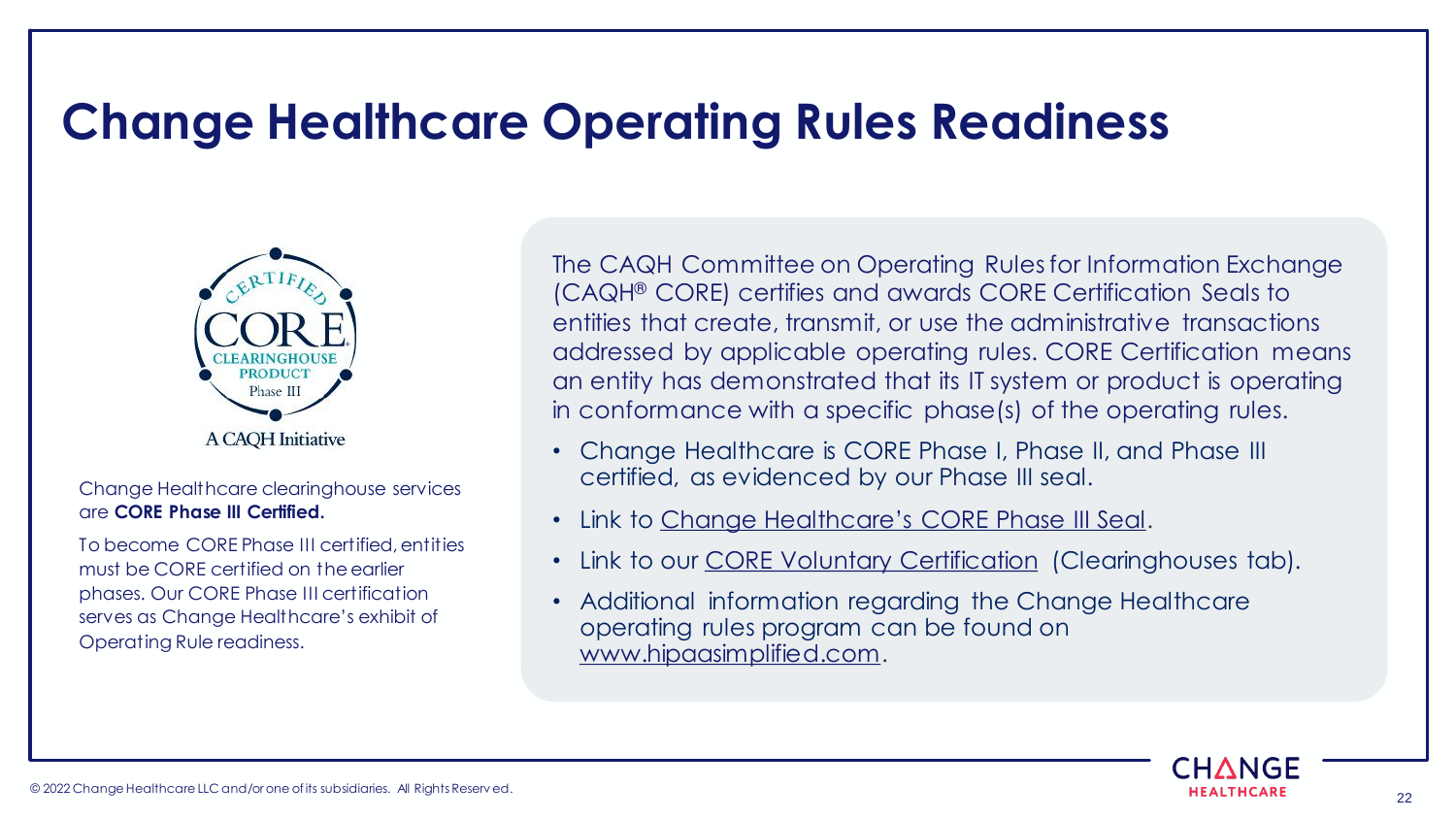# Change Healthcare Operating Rules Readiness

CERTIFIED CORE CLEARINGHOUSE PRODUCT Phase III

A CAQH Initiative

Change Healthcare clearinghouse services are **CORE Phase III Certified.**

To become CORE Phase III certified, entities must be CORE certified on the earlier phases. Our CORE Phase III certification serves as Change Healthcare's exhibit of Operating Rule readiness.

The CAQH Committee on Operating Rules for Information Exchange (CAQH® CORE) certifies and awards CORE Certification Seals to entities that create, transmit, or use the administrative transactions addressed by applicable operating rules. CORE Certification means an entity has demonstrated that its IT system or product is operating in conformance with a specific phase(s) of the operating rules.

- Change Healthcare is CORE Phase I, Phase II, and Phase III certified, as evidenced by our Phase III seal.
- Link to Change Healthcare's CORE Phase III Seal.
- Link to our CORE Voluntary Certification (Clearinghouses tab).
- Additional information regarding the Change Healthcare operating rules program can be found on www.hipaasimplified.com.

© 2022 Change Healthcare LLC and/or one of its subsidiaries. All Rights Reserved.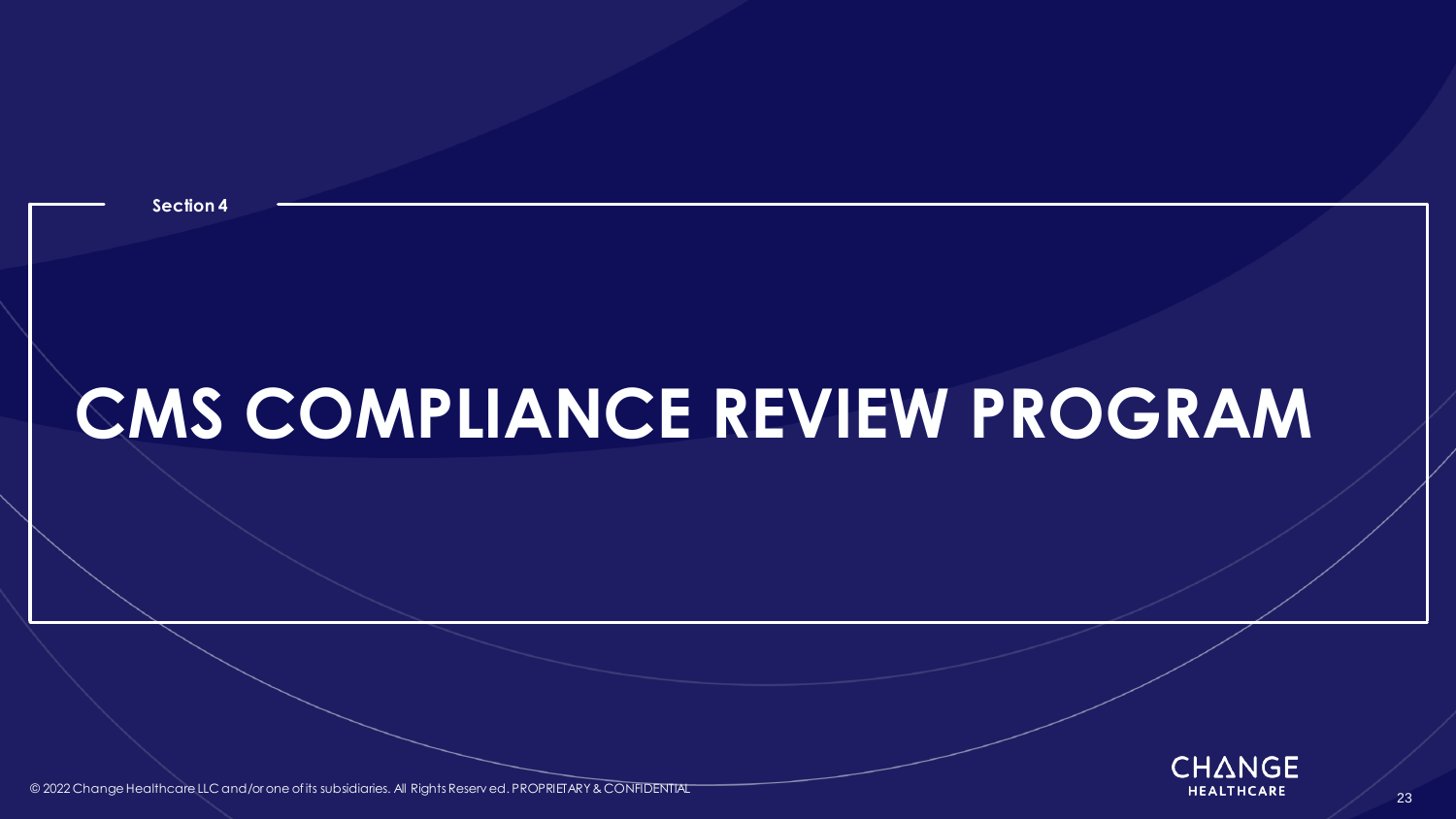Section 4

# CMS COMPLIANCE REVIEW PROGRAM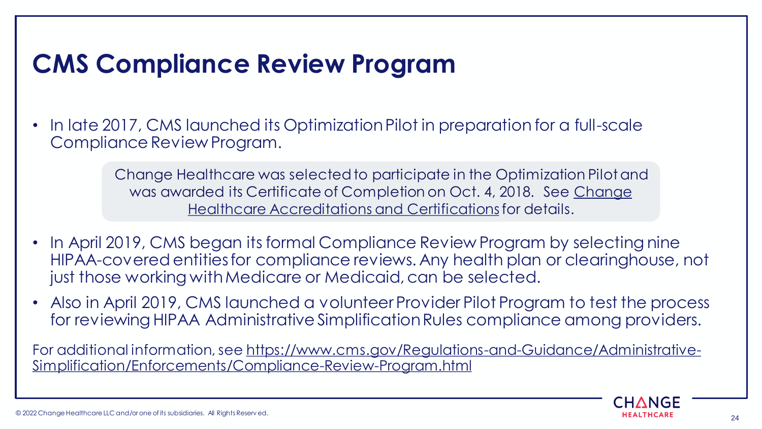# CMS Compliance Review Program

- In late 2017, CMS launched its Optimization Pilot in preparation for a full-scale Compliance Review Program.

> Change Healthcare was selected to participate in the Optimization Pilot and was awarded its Certificate of Completion on Oct. 4, 2018. See Change Healthcare Accreditations and Certifications for details.

- In April 2019, CMS began its formal Compliance Review Program by selecting nine HIPAA-covered entities for compliance reviews. Any health plan or clearinghouse, not just those working with Medicare or Medicaid, can be selected.
- Also in April 2019, CMS launched a volunteer Provider Pilot Program to test the process for reviewing HIPAA Administrative Simplification Rules compliance among providers.

For additional information, see https://www.cms.gov/Regulations-and-Guidance/Administrative-Simplification/Enforcements/Compliance-Review-Program.html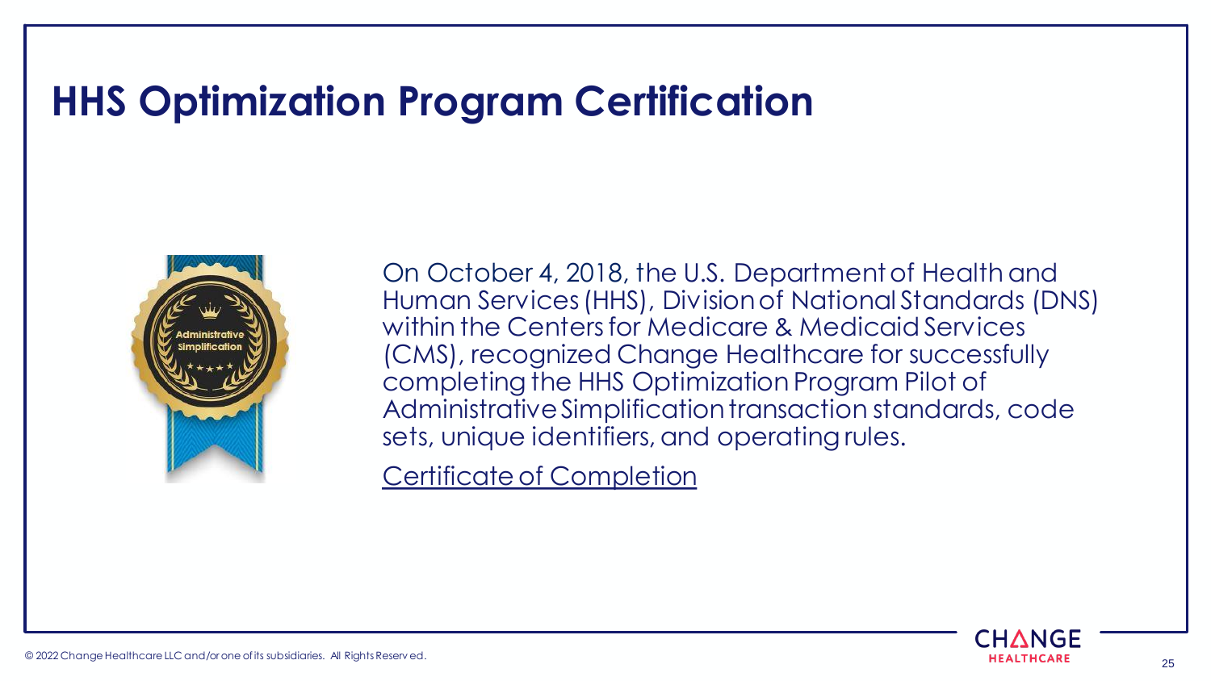# HHS Optimization Program Certification

On October 4, 2018, the U.S. Department of Health and Human Services (HHS), Division of National Standards (DNS) within the Centers for Medicare & Medicaid Services (CMS), recognized Change Healthcare for successfully completing the HHS Optimization Program Pilot of Administrative Simplification transaction standards, code sets, unique identifiers, and operating rules.

Certificate of Completion

© 2022 Change Healthcare LLC and/or one of its subsidiaries. All Rights Reserved.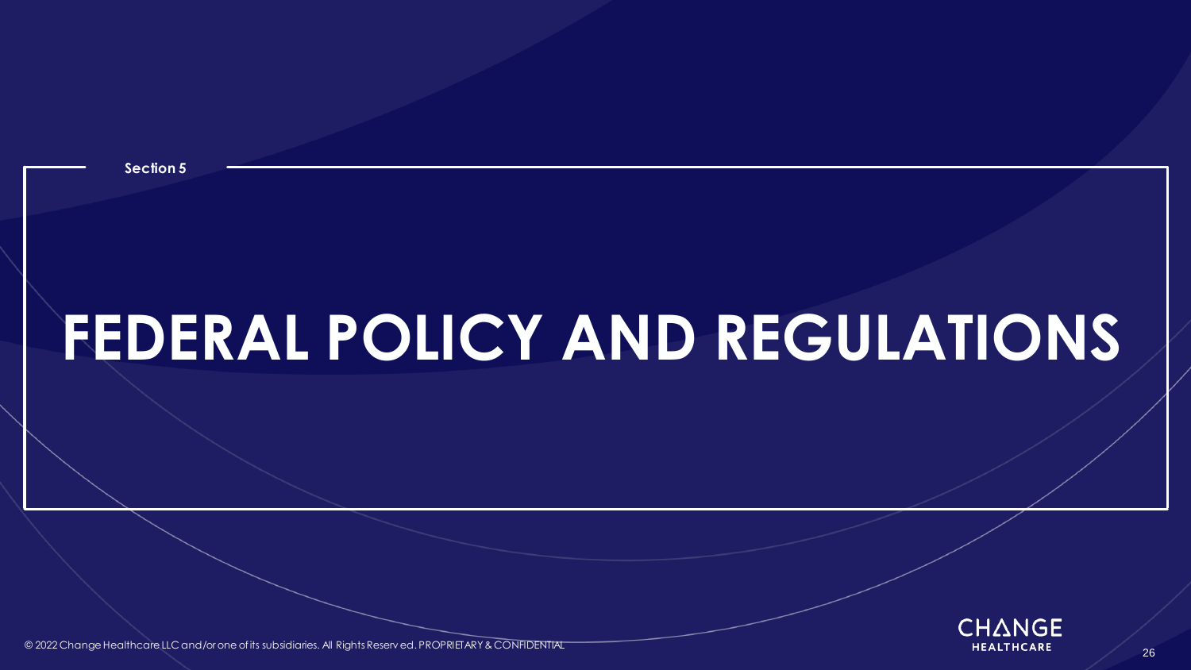Section 5

# FEDERAL POLICY AND REGULATIONS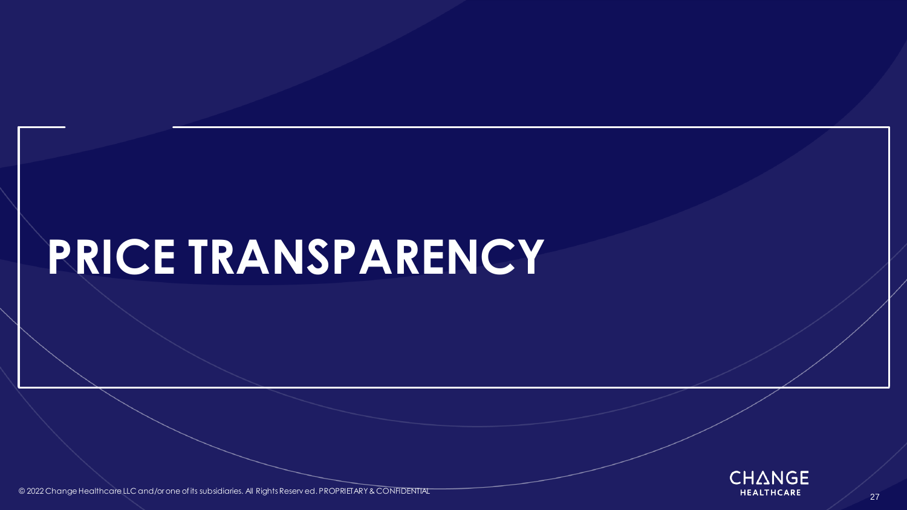# PRICE TRANSPARENCY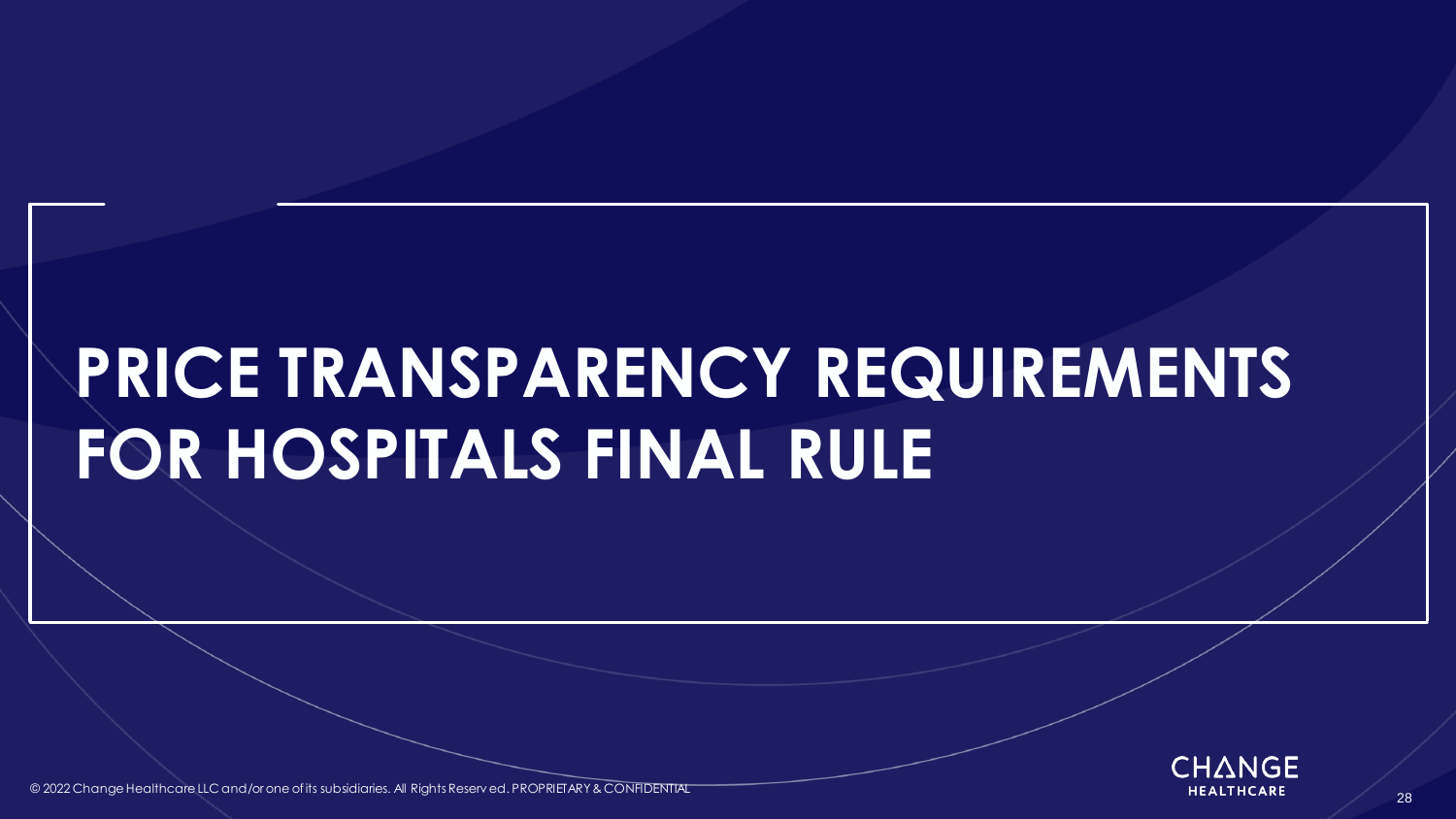# PRICE TRANSPARENCY REQUIREMENTS FOR HOSPITALS FINAL RULE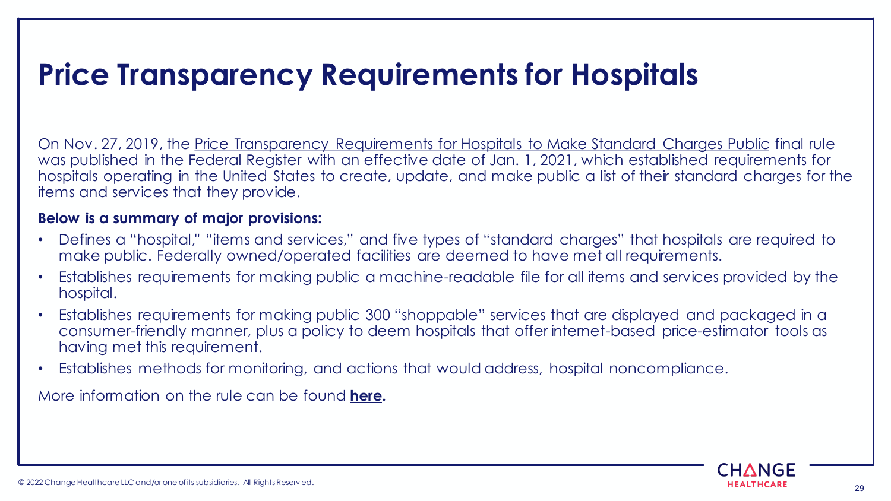# Price Transparency Requirements for Hospitals

On Nov. 27, 2019, the Price Transparency Requirements for Hospitals to Make Standard Charges Public final rule was published in the Federal Register with an effective date of Jan. 1, 2021, which established requirements for hospitals operating in the United States to create, update, and make public a list of their standard charges for the items and services that they provide.

**Below is a summary of major provisions:**

- Defines a "hospital," "items and services," and five types of "standard charges" that hospitals are required to make public. Federally owned/operated facilities are deemed to have met all requirements.
- Establishes requirements for making public a machine-readable file for all items and services provided by the hospital.
- Establishes requirements for making public 300 "shoppable" services that are displayed and packaged in a consumer-friendly manner, plus a policy to deem hospitals that offer internet-based price-estimator tools as having met this requirement.
- Establishes methods for monitoring, and actions that would address, hospital noncompliance.

More information on the rule can be found **here.**

© 2022 Change Healthcare LLC and/or one of its subsidiaries. All Rights Reserved.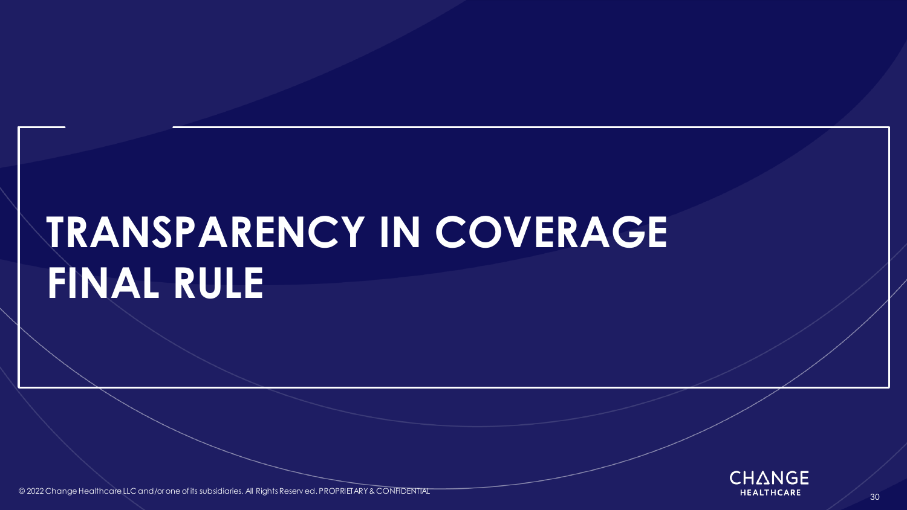# TRANSPARENCY IN COVERAGE FINAL RULE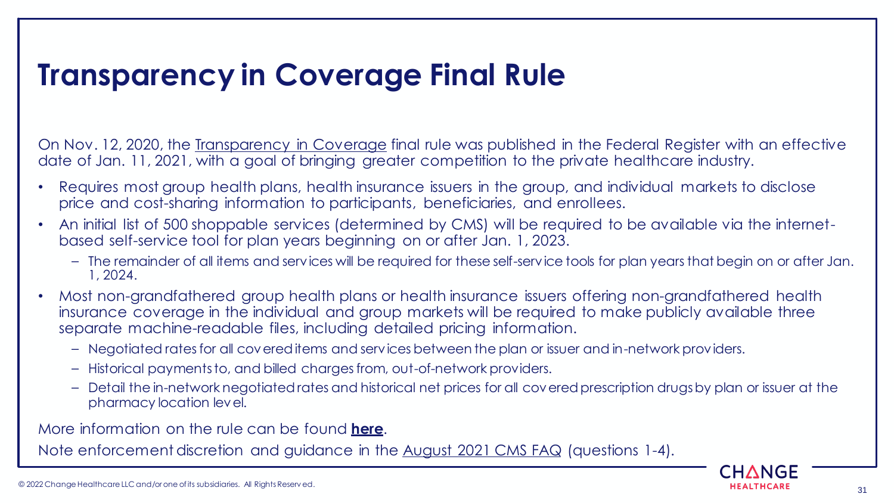# Transparency in Coverage Final Rule

On Nov. 12, 2020, the Transparency in Coverage final rule was published in the Federal Register with an effective date of Jan. 11, 2021, with a goal of bringing greater competition to the private healthcare industry.

- Requires most group health plans, health insurance issuers in the group, and individual markets to disclose price and cost-sharing information to participants, beneficiaries, and enrollees.
- An initial list of 500 shoppable services (determined by CMS) will be required to be available via the internet-based self-service tool for plan years beginning on or after Jan. 1, 2023.
  - The remainder of all items and services will be required for these self-service tools for plan years that begin on or after Jan. 1, 2024.
- Most non-grandfathered group health plans or health insurance issuers offering non-grandfathered health insurance coverage in the individual and group markets will be required to make publicly available three separate machine-readable files, including detailed pricing information.
  - Negotiated rates for all covered items and services between the plan or issuer and in-network providers.
  - Historical payments to, and billed charges from, out-of-network providers.
  - Detail the in-network negotiated rates and historical net prices for all covered prescription drugs by plan or issuer at the pharmacy location level.

More information on the rule can be found **here**.

Note enforcement discretion and guidance in the August 2021 CMS FAQ (questions 1-4).

© 2022 Change Healthcare LLC and/or one of its subsidiaries. All Rights Reserved.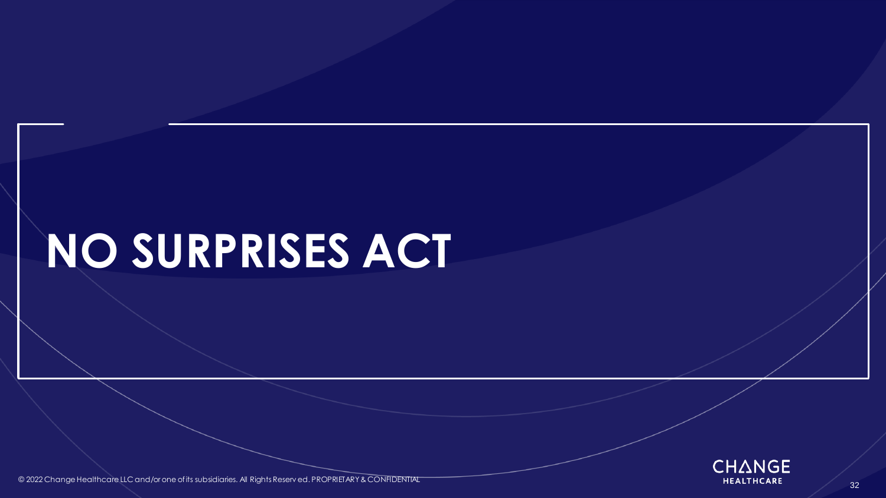# NO SURPRISES ACT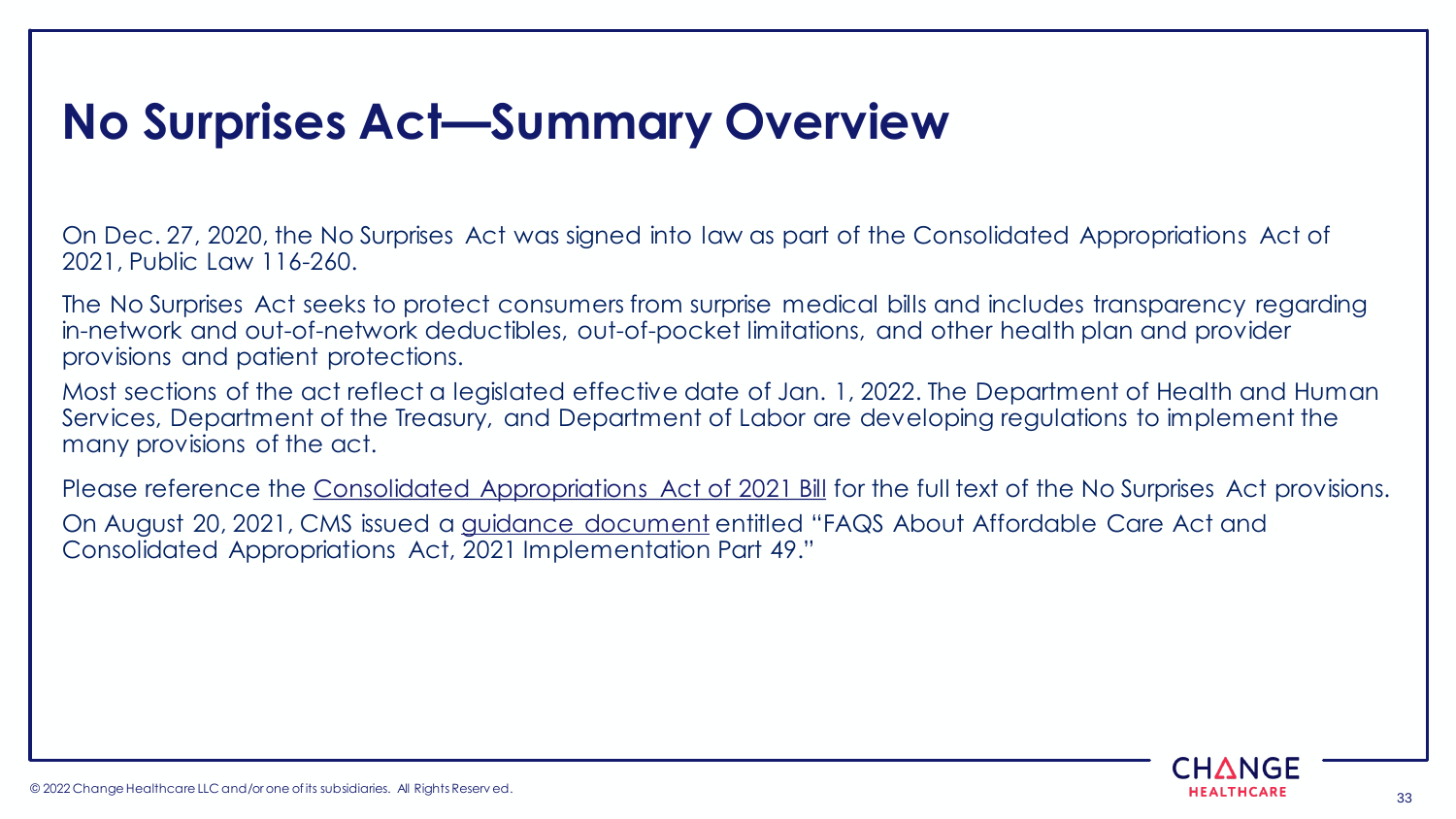# No Surprises Act—Summary Overview

On Dec. 27, 2020, the No Surprises Act was signed into law as part of the Consolidated Appropriations Act of 2021, Public Law 116-260.

The No Surprises Act seeks to protect consumers from surprise medical bills and includes transparency regarding in-network and out-of-network deductibles, out-of-pocket limitations, and other health plan and provider provisions and patient protections.

Most sections of the act reflect a legislated effective date of Jan. 1, 2022. The Department of Health and Human Services, Department of the Treasury, and Department of Labor are developing regulations to implement the many provisions of the act.

Please reference the Consolidated Appropriations Act of 2021 Bill for the full text of the No Surprises Act provisions.

On August 20, 2021, CMS issued a guidance document entitled "FAQS About Affordable Care Act and Consolidated Appropriations Act, 2021 Implementation Part 49."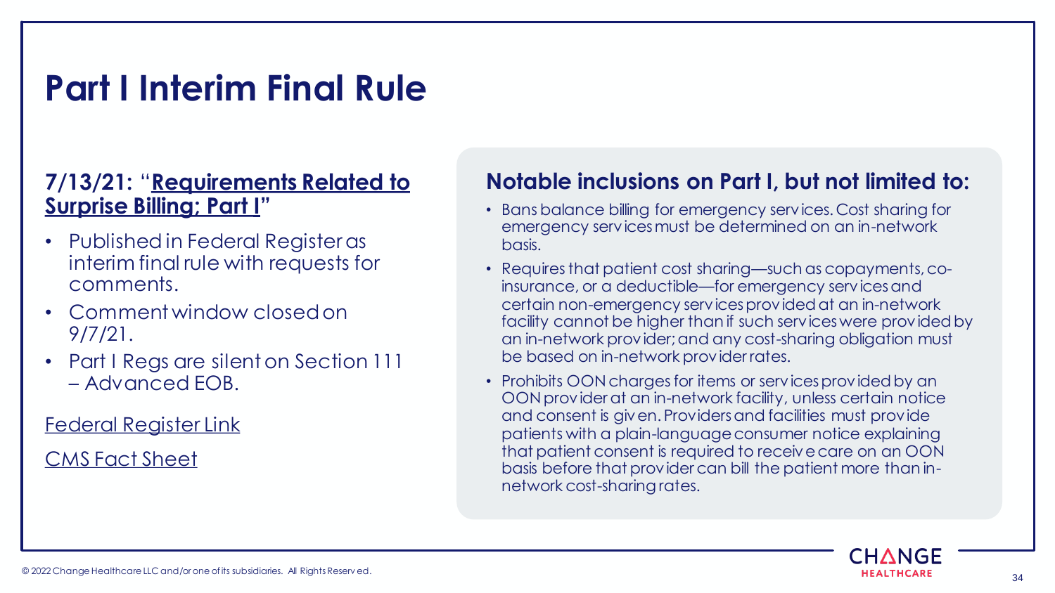# Part I Interim Final Rule

**7/13/21: "Requirements Related to Surprise Billing; Part I"**

- Published in Federal Register as interim final rule with requests for comments.
- Comment window closed on 9/7/21.
- Part I Regs are silent on Section 111 – Advanced EOB.

Federal Register Link

CMS Fact Sheet

## Notable inclusions on Part I, but not limited to:

- Bans balance billing for emergency services. Cost sharing for emergency services must be determined on an in-network basis.
- Requires that patient cost sharing—such as copayments, co-insurance, or a deductible—for emergency services and certain non-emergency services provided at an in-network facility cannot be higher than if such services were provided by an in-network provider; and any cost-sharing obligation must be based on in-network provider rates.
- Prohibits OON charges for items or services provided by an OON provider at an in-network facility, unless certain notice and consent is given. Providers and facilities must provide patients with a plain-language consumer notice explaining that patient consent is required to receive care on an OON basis before that provider can bill the patient more than in-network cost-sharing rates.

© 2022 Change Healthcare LLC and/or one of its subsidiaries. All Rights Reserved.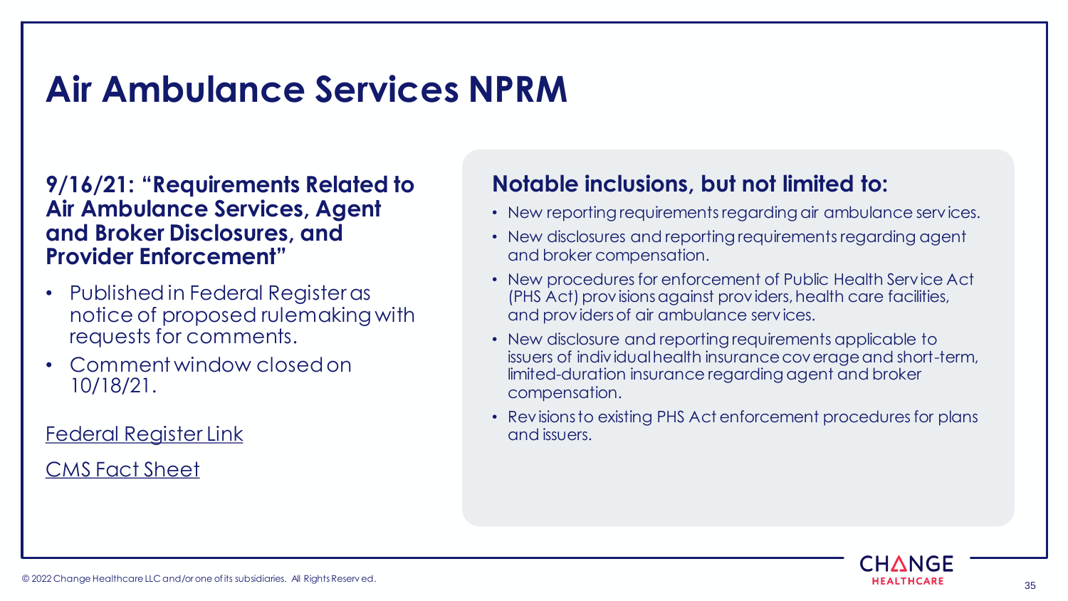# Air Ambulance Services NPRM

**9/16/21: "Requirements Related to Air Ambulance Services, Agent and Broker Disclosures, and Provider Enforcement"**

- Published in Federal Register as notice of proposed rulemaking with requests for comments.
- Comment window closed on 10/18/21.

Federal Register Link

CMS Fact Sheet

## Notable inclusions, but not limited to:

- New reporting requirements regarding air ambulance services.
- New disclosures and reporting requirements regarding agent and broker compensation.
- New procedures for enforcement of Public Health Service Act (PHS Act) provisions against providers, health care facilities, and providers of air ambulance services.
- New disclosure and reporting requirements applicable to issuers of individual health insurance coverage and short-term, limited-duration insurance regarding agent and broker compensation.
- Revisions to existing PHS Act enforcement procedures for plans and issuers.

© 2022 Change Healthcare LLC and/or one of its subsidiaries. All Rights Reserved.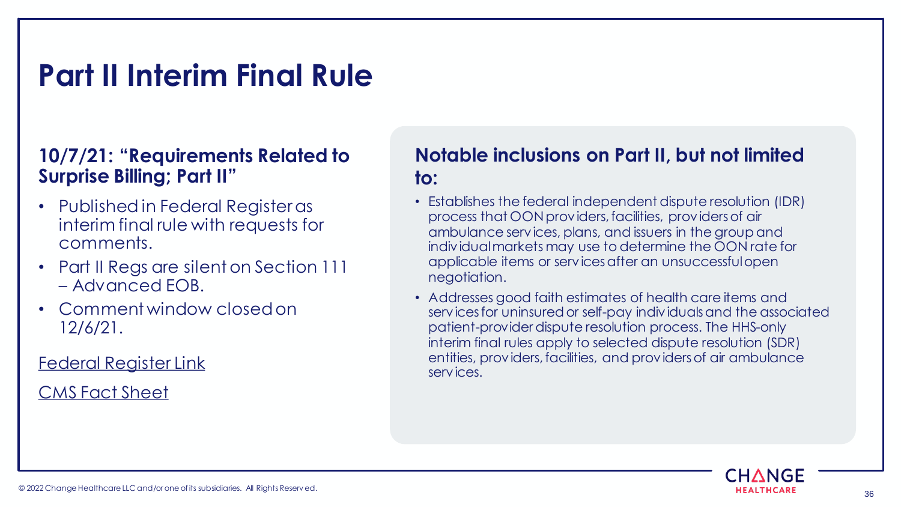# Part II Interim Final Rule

### 10/7/21: "Requirements Related to Surprise Billing; Part II"

- Published in Federal Register as interim final rule with requests for comments.
- Part II Regs are silent on Section 111 – Advanced EOB.
- Comment window closed on 12/6/21.

Federal Register Link

CMS Fact Sheet

### Notable inclusions on Part II, but not limited to:

- Establishes the federal independent dispute resolution (IDR) process that OON providers, facilities, providers of air ambulance services, plans, and issuers in the group and individual markets may use to determine the OON rate for applicable items or services after an unsuccessful open negotiation.
- Addresses good faith estimates of health care items and services for uninsured or self-pay individuals and the associated patient-provider dispute resolution process. The HHS-only interim final rules apply to selected dispute resolution (SDR) entities, providers, facilities, and providers of air ambulance services.

© 2022 Change Healthcare LLC and/or one of its subsidiaries. All Rights Reserved.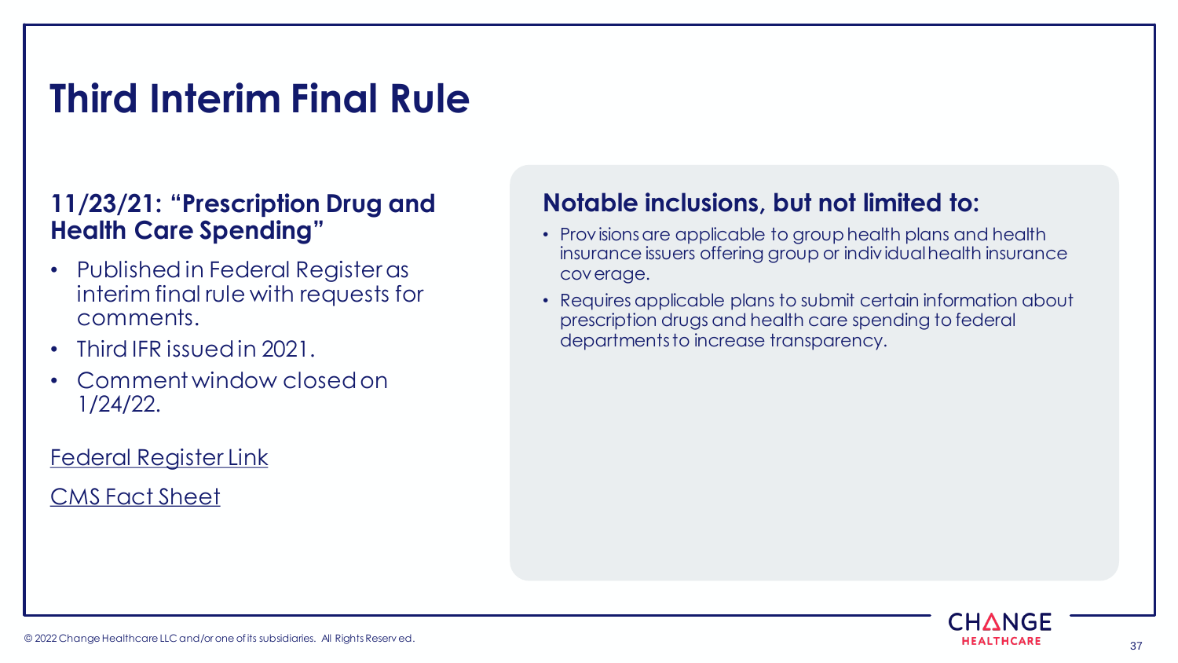# Third Interim Final Rule

### 11/23/21: "Prescription Drug and Health Care Spending"

- Published in Federal Register as interim final rule with requests for comments.
- Third IFR issued in 2021.
- Comment window closed on 1/24/22.

Federal Register Link

CMS Fact Sheet

### Notable inclusions, but not limited to:

- Provisions are applicable to group health plans and health insurance issuers offering group or individual health insurance coverage.
- Requires applicable plans to submit certain information about prescription drugs and health care spending to federal departments to increase transparency.

© 2022 Change Healthcare LLC and/or one of its subsidiaries. All Rights Reserved.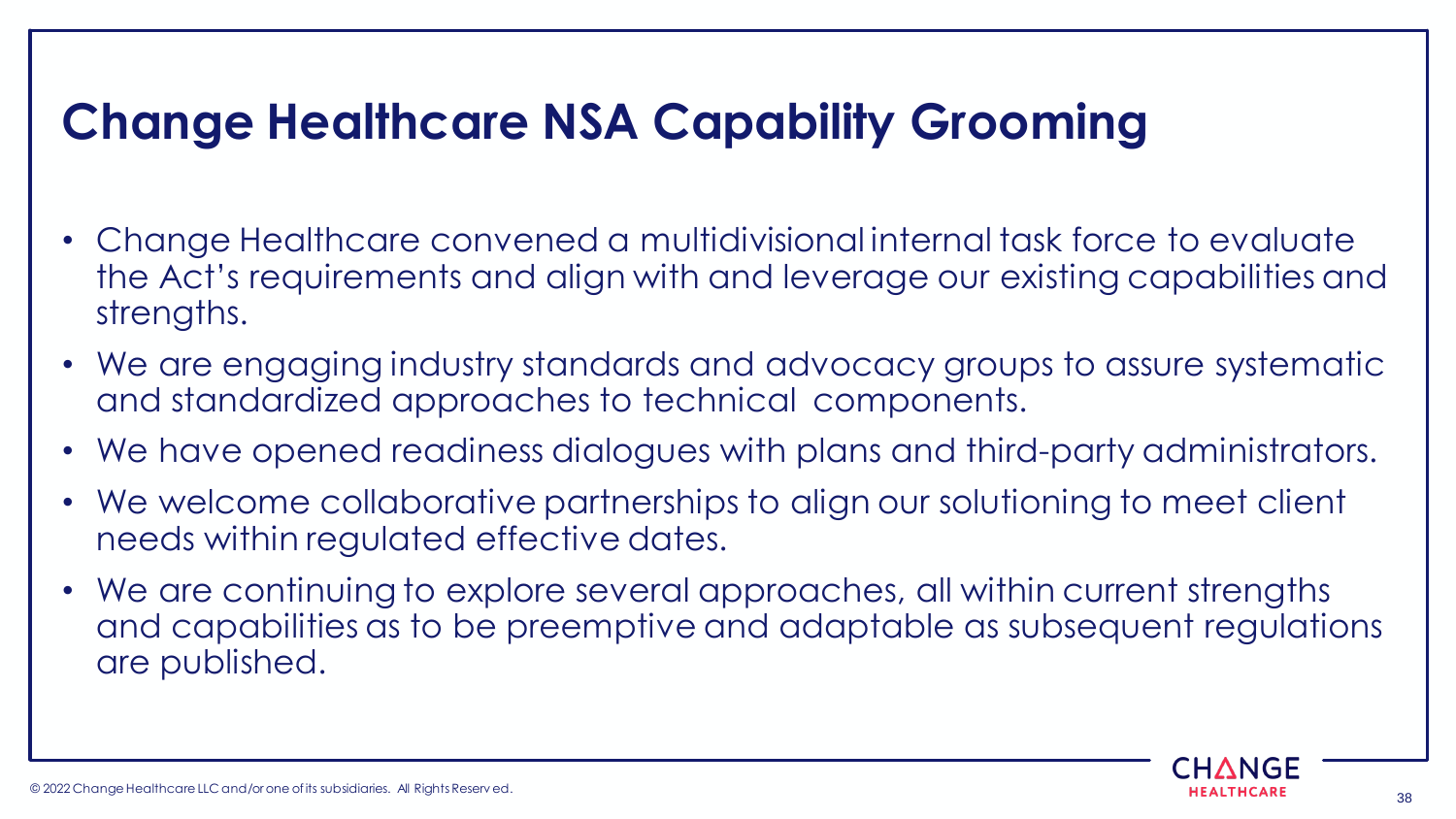# Change Healthcare NSA Capability Grooming

- Change Healthcare convened a multidivisional internal task force to evaluate the Act's requirements and align with and leverage our existing capabilities and strengths.
- We are engaging industry standards and advocacy groups to assure systematic and standardized approaches to technical components.
- We have opened readiness dialogues with plans and third-party administrators.
- We welcome collaborative partnerships to align our solutioning to meet client needs within regulated effective dates.
- We are continuing to explore several approaches, all within current strengths and capabilities as to be preemptive and adaptable as subsequent regulations are published.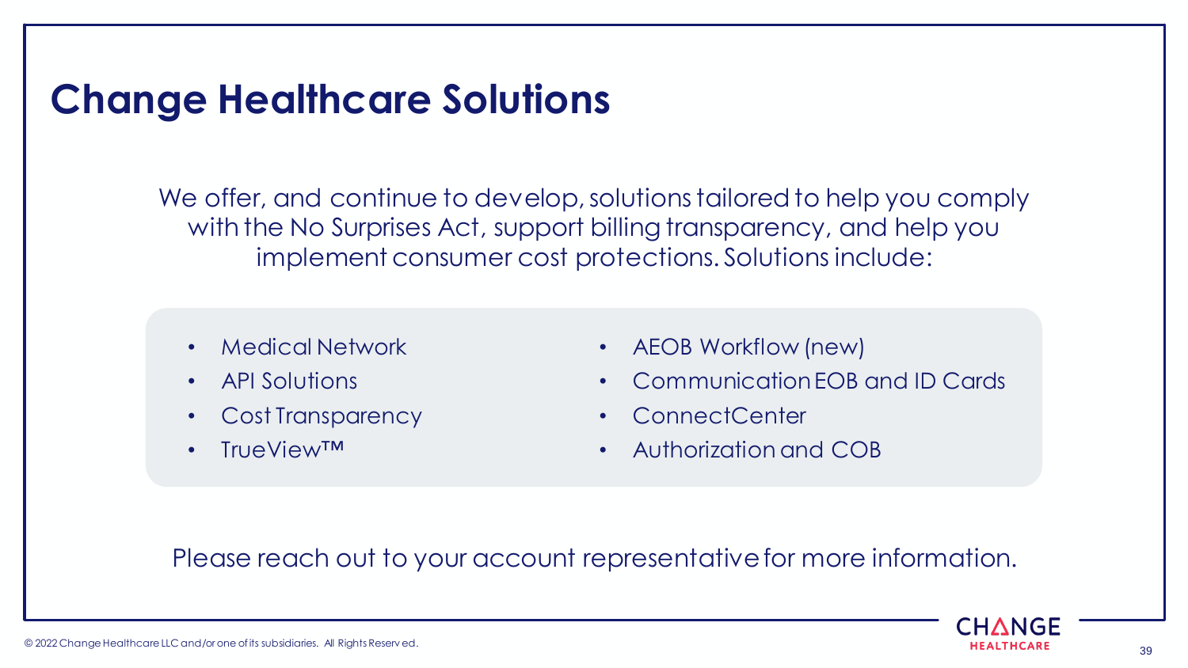# Change Healthcare Solutions

We offer, and continue to develop, solutions tailored to help you comply with the No Surprises Act, support billing transparency, and help you implement consumer cost protections. Solutions include:

- Medical Network
- API Solutions
- Cost Transparency
- TrueView™
- AEOB Workflow (new)
- Communication EOB and ID Cards
- ConnectCenter
- Authorization and COB

Please reach out to your account representative for more information.

© 2022 Change Healthcare LLC and/or one of its subsidiaries. All Rights Reserved.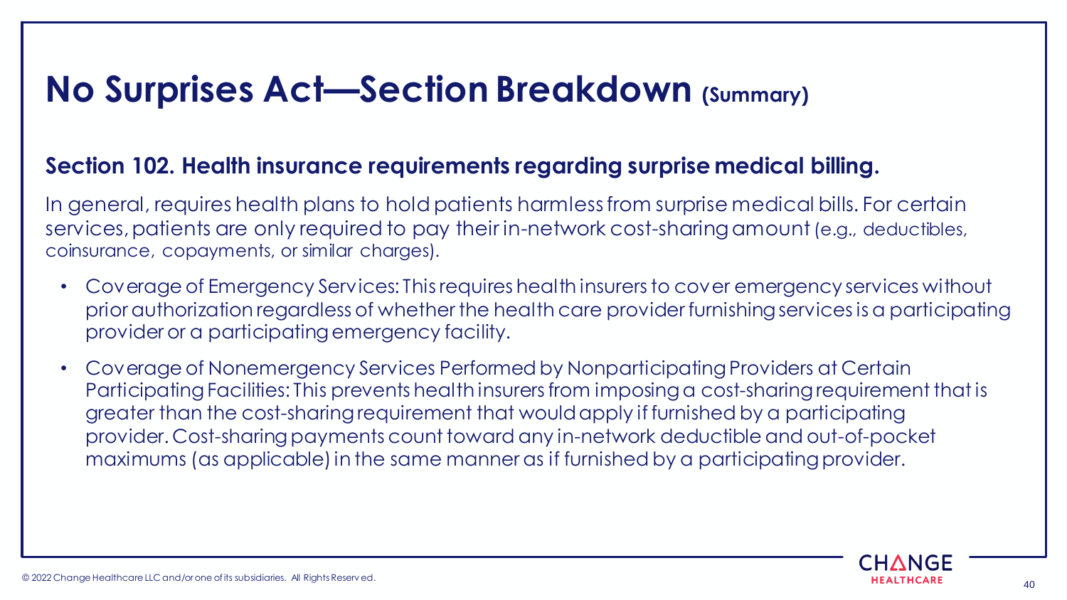# No Surprises Act—Section Breakdown (Summary)

## Section 102. Health insurance requirements regarding surprise medical billing.

In general, requires health plans to hold patients harmless from surprise medical bills. For certain services, patients are only required to pay their in-network cost-sharing amount (e.g., deductibles, coinsurance, copayments, or similar charges).

- Coverage of Emergency Services: This requires health insurers to cover emergency services without prior authorization regardless of whether the health care provider furnishing services is a participating provider or a participating emergency facility.
- Coverage of Nonemergency Services Performed by Nonparticipating Providers at Certain Participating Facilities: This prevents health insurers from imposing a cost-sharing requirement that is greater than the cost-sharing requirement that would apply if furnished by a participating provider. Cost-sharing payments count toward any in-network deductible and out-of-pocket maximums (as applicable) in the same manner as if furnished by a participating provider.

© 2022 Change Healthcare LLC and/or one of its subsidiaries. All Rights Reserved.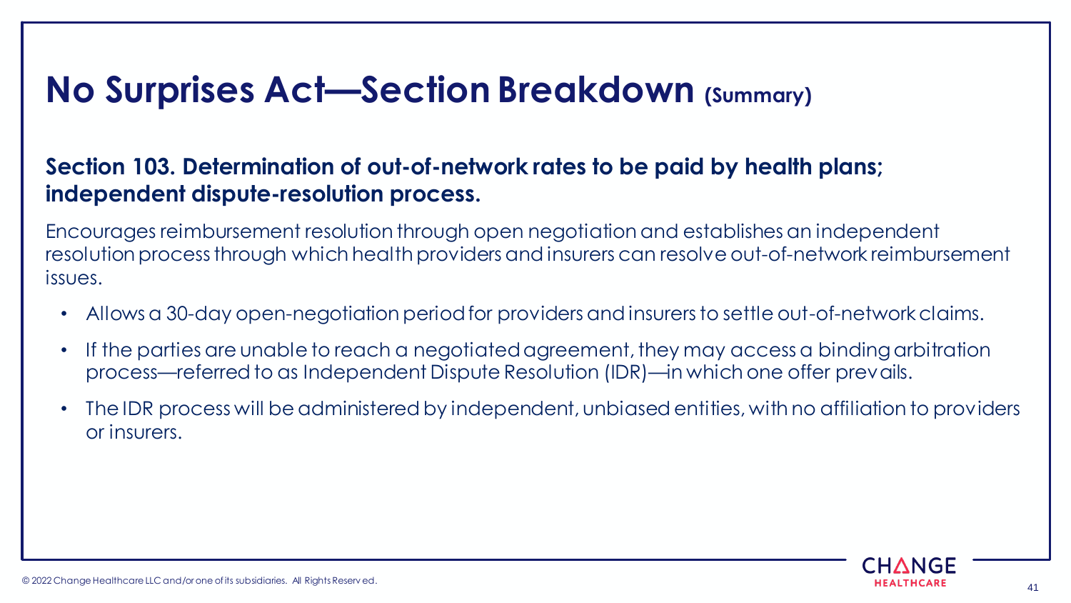# No Surprises Act—Section Breakdown (Summary)

## Section 103. Determination of out-of-network rates to be paid by health plans; independent dispute-resolution process.

Encourages reimbursement resolution through open negotiation and establishes an independent resolution process through which health providers and insurers can resolve out-of-network reimbursement issues.

- Allows a 30-day open-negotiation period for providers and insurers to settle out-of-network claims.
- If the parties are unable to reach a negotiated agreement, they may access a binding arbitration process—referred to as Independent Dispute Resolution (IDR)—in which one offer prevails.
- The IDR process will be administered by independent, unbiased entities, with no affiliation to providers or insurers.

© 2022 Change Healthcare LLC and/or one of its subsidiaries. All Rights Reserved.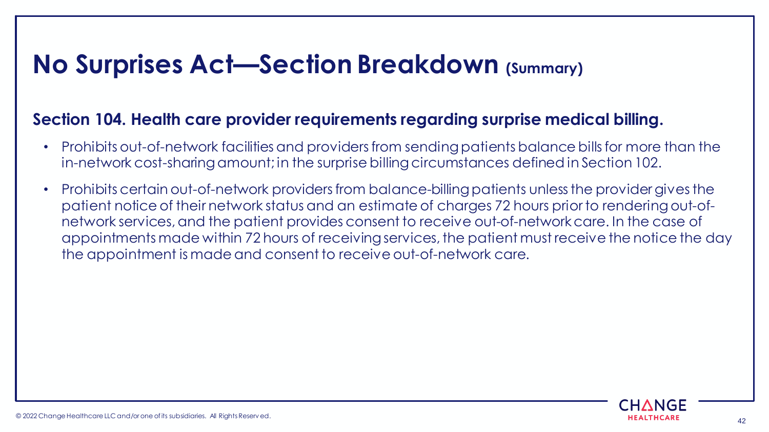# No Surprises Act—Section Breakdown (Summary)

## Section 104. Health care provider requirements regarding surprise medical billing.

- Prohibits out-of-network facilities and providers from sending patients balance bills for more than the in-network cost-sharing amount; in the surprise billing circumstances defined in Section 102.
- Prohibits certain out-of-network providers from balance-billing patients unless the provider gives the patient notice of their network status and an estimate of charges 72 hours prior to rendering out-of-network services, and the patient provides consent to receive out-of-network care. In the case of appointments made within 72 hours of receiving services, the patient must receive the notice the day the appointment is made and consent to receive out-of-network care.

© 2022 Change Healthcare LLC and/or one of its subsidiaries. All Rights Reserved.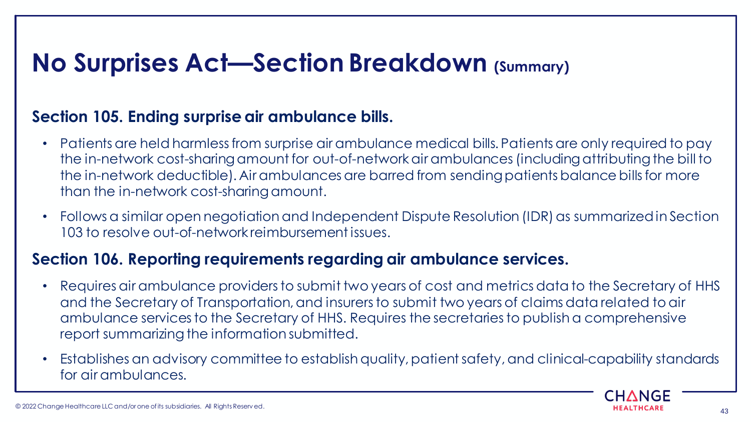# No Surprises Act—Section Breakdown (Summary)

## Section 105. Ending surprise air ambulance bills.

- Patients are held harmless from surprise air ambulance medical bills. Patients are only required to pay the in-network cost-sharing amount for out-of-network air ambulances (including attributing the bill to the in-network deductible). Air ambulances are barred from sending patients balance bills for more than the in-network cost-sharing amount.
- Follows a similar open negotiation and Independent Dispute Resolution (IDR) as summarized in Section 103 to resolve out-of-network reimbursement issues.

## Section 106. Reporting requirements regarding air ambulance services.

- Requires air ambulance providers to submit two years of cost and metrics data to the Secretary of HHS and the Secretary of Transportation, and insurers to submit two years of claims data related to air ambulance services to the Secretary of HHS. Requires the secretaries to publish a comprehensive report summarizing the information submitted.
- Establishes an advisory committee to establish quality, patient safety, and clinical-capability standards for air ambulances.

© 2022 Change Healthcare LLC and/or one of its subsidiaries. All Rights Reserved.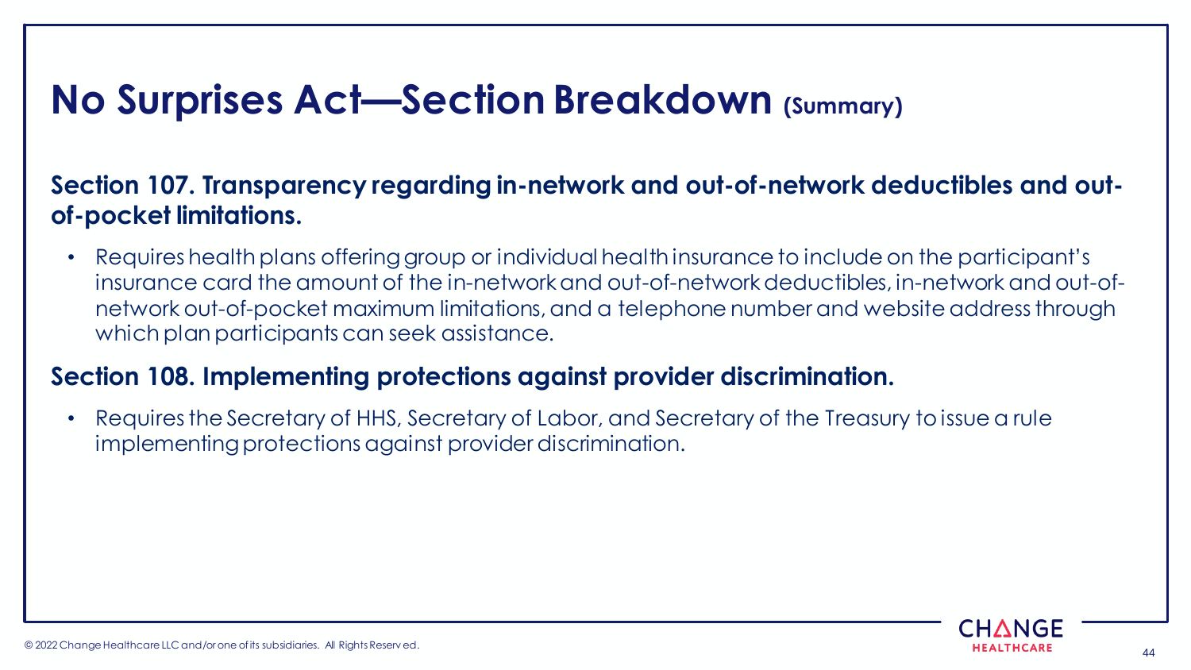# No Surprises Act—Section Breakdown (Summary)

## Section 107. Transparency regarding in-network and out-of-network deductibles and out-of-pocket limitations.

- Requires health plans offering group or individual health insurance to include on the participant's insurance card the amount of the in-network and out-of-network deductibles, in-network and out-of-network out-of-pocket maximum limitations, and a telephone number and website address through which plan participants can seek assistance.

## Section 108. Implementing protections against provider discrimination.

- Requires the Secretary of HHS, Secretary of Labor, and Secretary of the Treasury to issue a rule implementing protections against provider discrimination.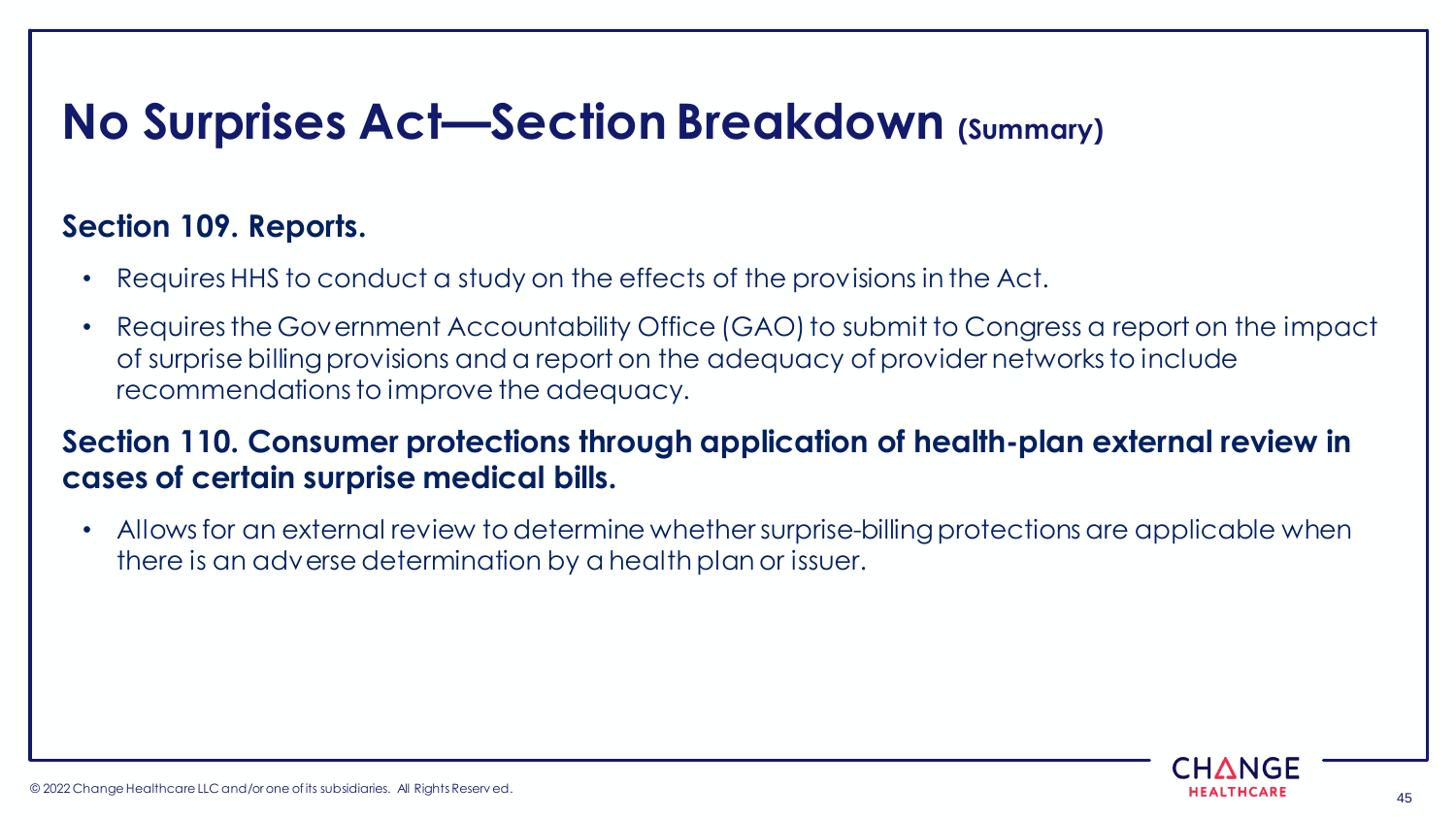# No Surprises Act—Section Breakdown (Summary)

## Section 109. Reports.

- Requires HHS to conduct a study on the effects of the provisions in the Act.
- Requires the Government Accountability Office (GAO) to submit to Congress a report on the impact of surprise billing provisions and a report on the adequacy of provider networks to include recommendations to improve the adequacy.

## Section 110. Consumer protections through application of health-plan external review in cases of certain surprise medical bills.

- Allows for an external review to determine whether surprise-billing protections are applicable when there is an adverse determination by a health plan or issuer.

© 2022 Change Healthcare LLC and/or one of its subsidiaries. All Rights Reserved.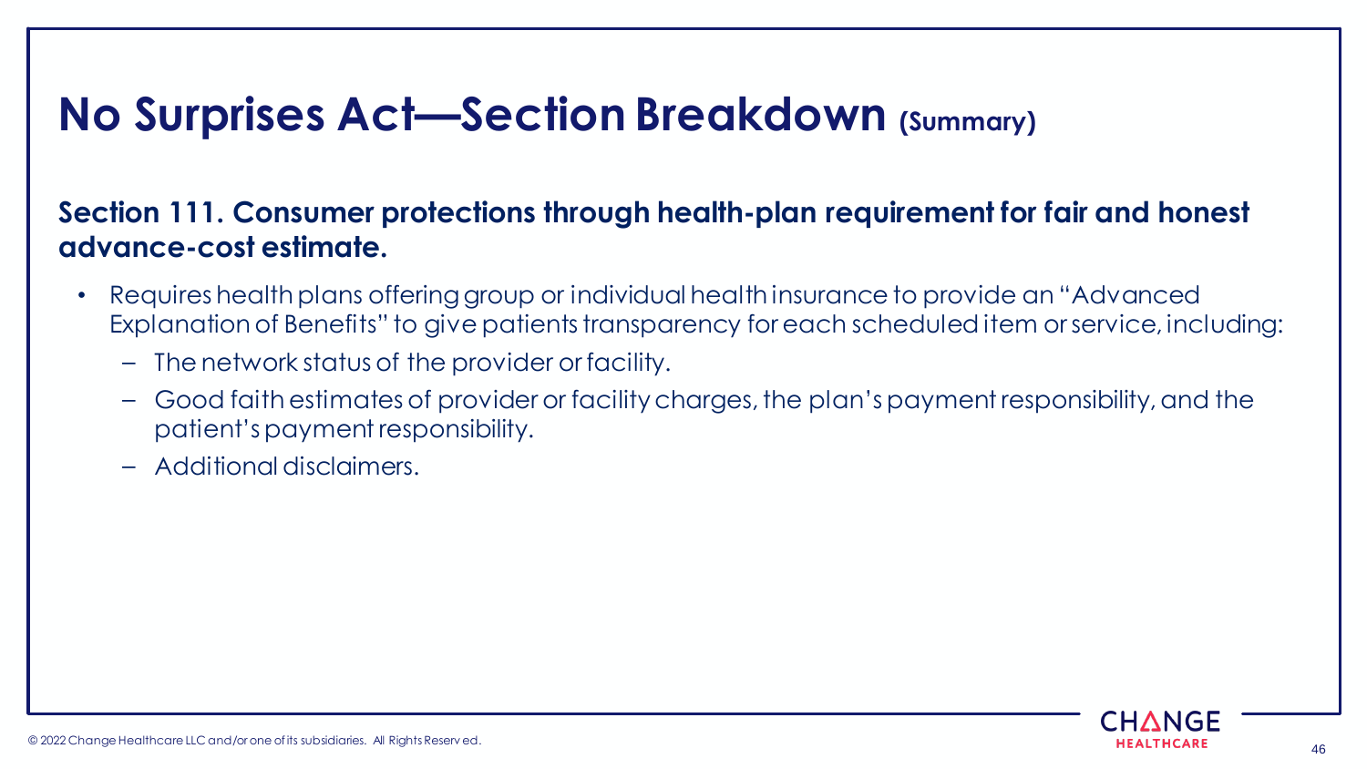# No Surprises Act—Section Breakdown (Summary)

**Section 111. Consumer protections through health-plan requirement for fair and honest advance-cost estimate.**

- Requires health plans offering group or individual health insurance to provide an "Advanced Explanation of Benefits" to give patients transparency for each scheduled item or service, including:
  - The network status of the provider or facility.
  - Good faith estimates of provider or facility charges, the plan's payment responsibility, and the patient's payment responsibility.
  - Additional disclaimers.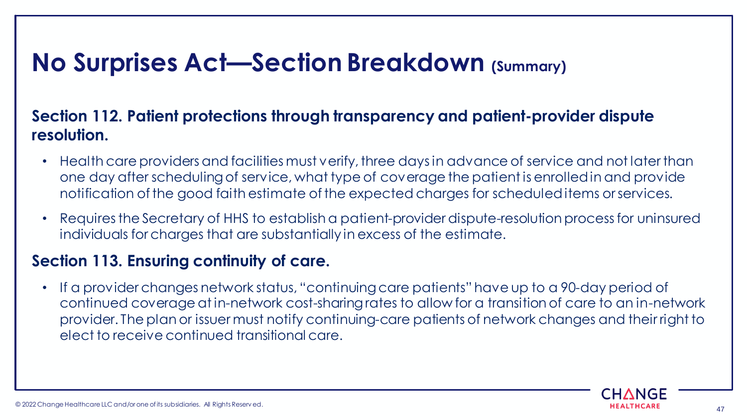# No Surprises Act—Section Breakdown (Summary)

## Section 112. Patient protections through transparency and patient-provider dispute resolution.

- Health care providers and facilities must verify, three days in advance of service and not later than one day after scheduling of service, what type of coverage the patient is enrolled in and provide notification of the good faith estimate of the expected charges for scheduled items or services.
- Requires the Secretary of HHS to establish a patient-provider dispute-resolution process for uninsured individuals for charges that are substantially in excess of the estimate.

## Section 113. Ensuring continuity of care.

- If a provider changes network status, "continuing care patients" have up to a 90-day period of continued coverage at in-network cost-sharing rates to allow for a transition of care to an in-network provider. The plan or issuer must notify continuing-care patients of network changes and their right to elect to receive continued transitional care.

© 2022 Change Healthcare LLC and/or one of its subsidiaries. All Rights Reserved.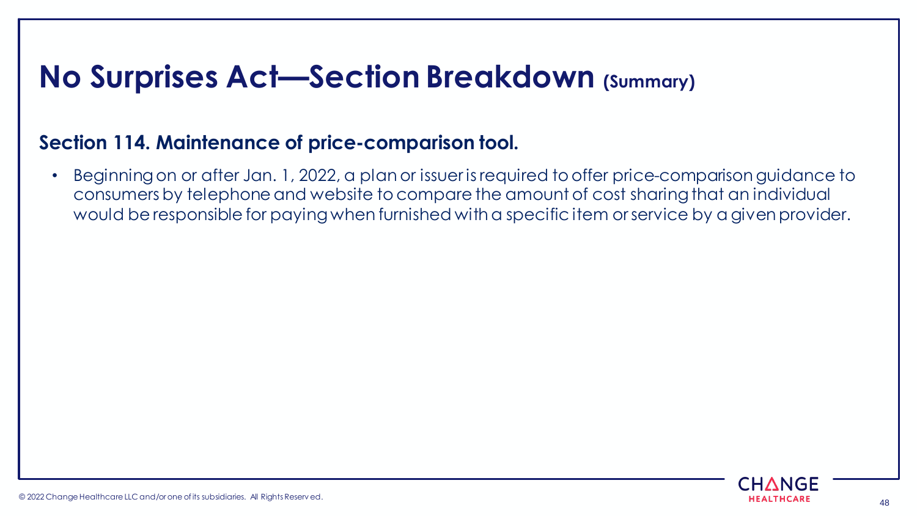# No Susprises Act—Section Breakdown (Summary)

## Section 114. Maintenance of price-comparison tool.

- Beginning on or after Jan. 1, 2022, a plan or issuer is required to offer price-comparison guidance to consumers by telephone and website to compare the amount of cost sharing that an individual would be responsible for paying when furnished with a specific item or service by a given provider.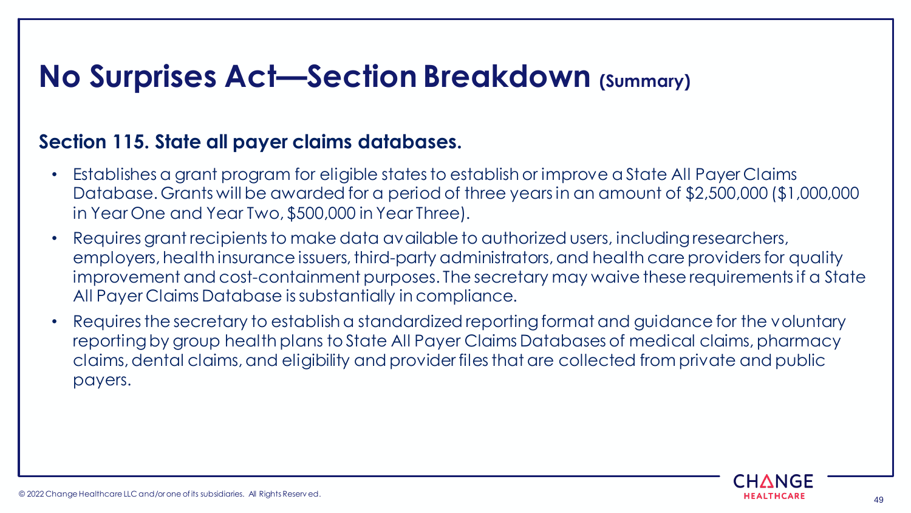# No Surprises Act—Section Breakdown (Summary)

## Section 115. State all payer claims databases.

- Establishes a grant program for eligible states to establish or improve a State All Payer Claims Database. Grants will be awarded for a period of three years in an amount of $2,500,000 ($1,000,000 in Year One and Year Two, $500,000 in Year Three).
- Requires grant recipients to make data available to authorized users, including researchers, employers, health insurance issuers, third-party administrators, and health care providers for quality improvement and cost-containment purposes. The secretary may waive these requirements if a State All Payer Claims Database is substantially in compliance.
- Requires the secretary to establish a standardized reporting format and guidance for the voluntary reporting by group health plans to State All Payer Claims Databases of medical claims, pharmacy claims, dental claims, and eligibility and provider files that are collected from private and public payers.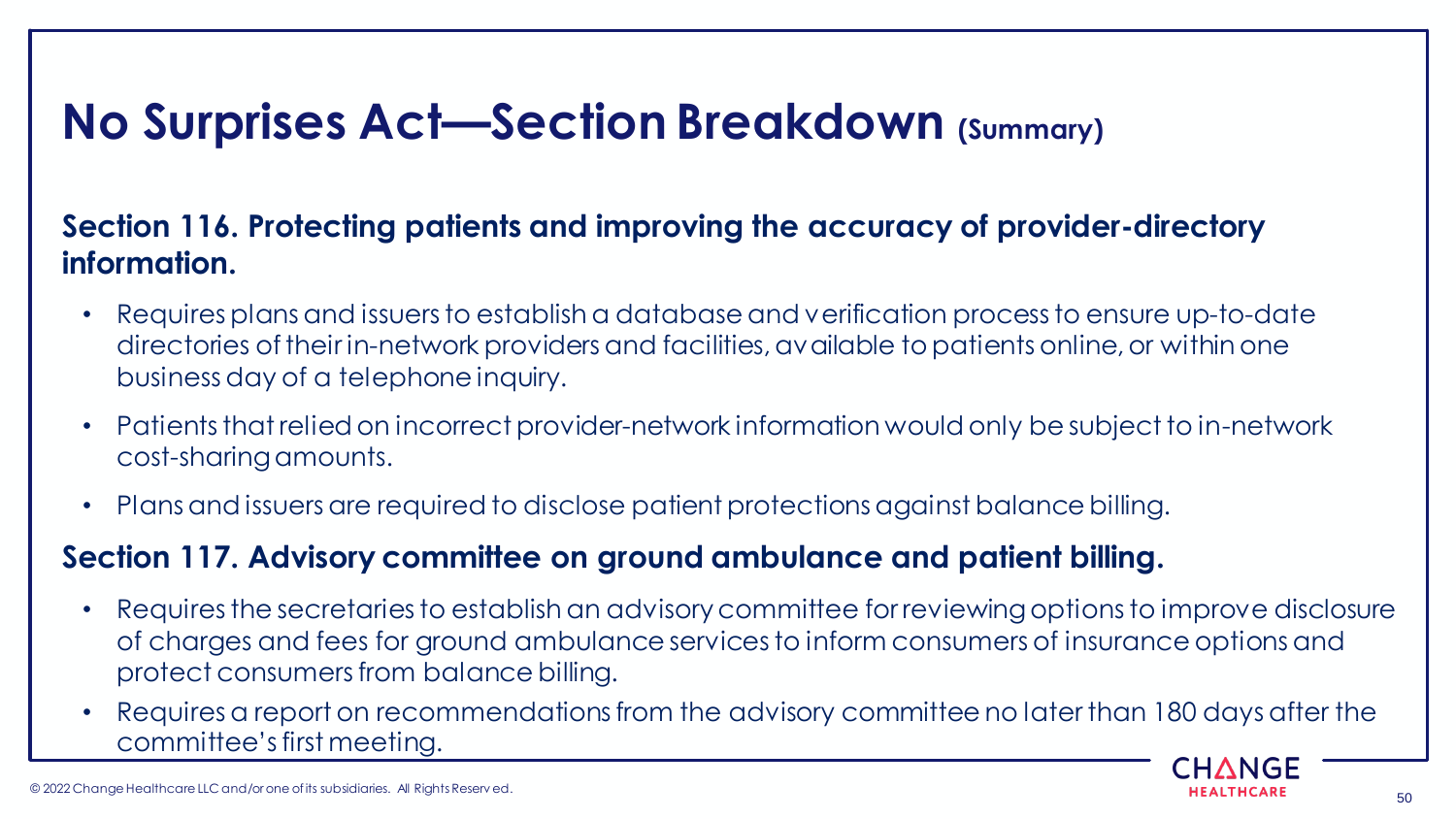# No Surprises Act—Section Breakdown (Summary)

## Section 116. Protecting patients and improving the accuracy of provider-directory information.

- Requires plans and issuers to establish a database and verification process to ensure up-to-date directories of their in-network providers and facilities, available to patients online, or within one business day of a telephone inquiry.
- Patients that relied on incorrect provider-network information would only be subject to in-network cost-sharing amounts.
- Plans and issuers are required to disclose patient protections against balance billing.

## Section 117. Advisory committee on ground ambulance and patient billing.

- Requires the secretaries to establish an advisory committee for reviewing options to improve disclosure of charges and fees for ground ambulance services to inform consumers of insurance options and protect consumers from balance billing.
- Requires a report on recommendations from the advisory committee no later than 180 days after the committee's first meeting.

© 2022 Change Healthcare LLC and/or one of its subsidiaries. All Rights Reserved.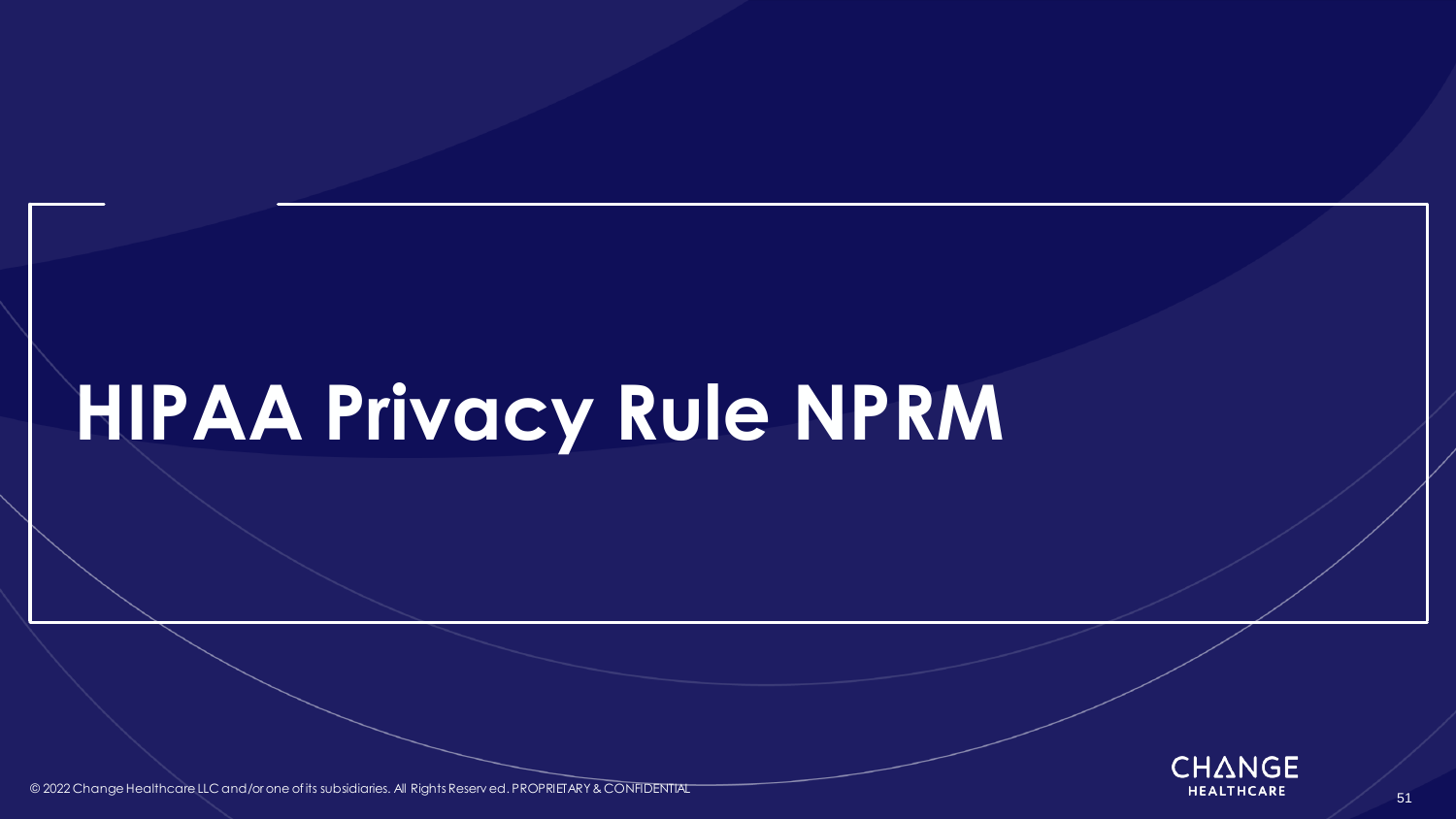# HIPAA Privacy Rule NPRM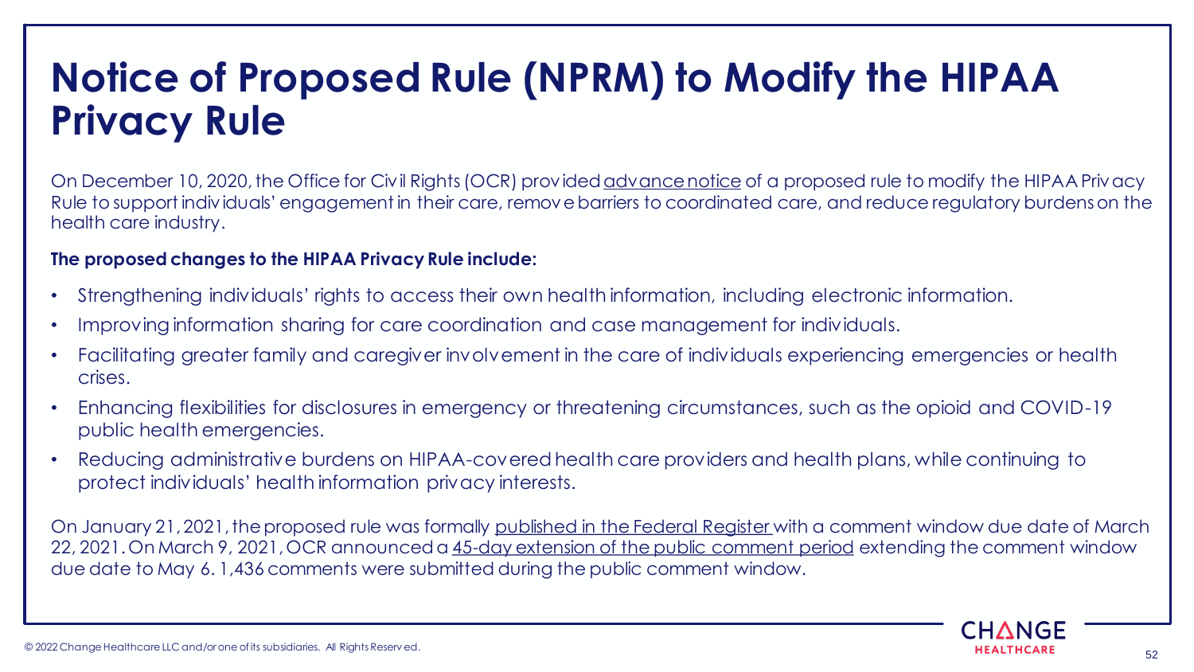# Notice of Proposed Rule (NPRM) to Modify the HIPAA Privacy Rule

On December 10, 2020, the Office for Civil Rights (OCR) provided advance notice of a proposed rule to modify the HIPAA Privacy Rule to support individuals' engagement in their care, remove barriers to coordinated care, and reduce regulatory burdens on the health care industry.

**The proposed changes to the HIPAA Privacy Rule include:**

- Strengthening individuals' rights to access their own health information, including electronic information.
- Improving information sharing for care coordination and case management for individuals.
- Facilitating greater family and caregiver involvement in the care of individuals experiencing emergencies or health crises.
- Enhancing flexibilities for disclosures in emergency or threatening circumstances, such as the opioid and COVID-19 public health emergencies.
- Reducing administrative burdens on HIPAA-covered health care providers and health plans, while continuing to protect individuals' health information privacy interests.

On January 21, 2021, the proposed rule was formally published in the Federal Register with a comment window due date of March 22, 2021. On March 9, 2021, OCR announced a 45-day extension of the public comment period extending the comment window due date to May 6. 1,436 comments were submitted during the public comment window.

© 2022 Change Healthcare LLC and/or one of its subsidiaries. All Rights Reserved.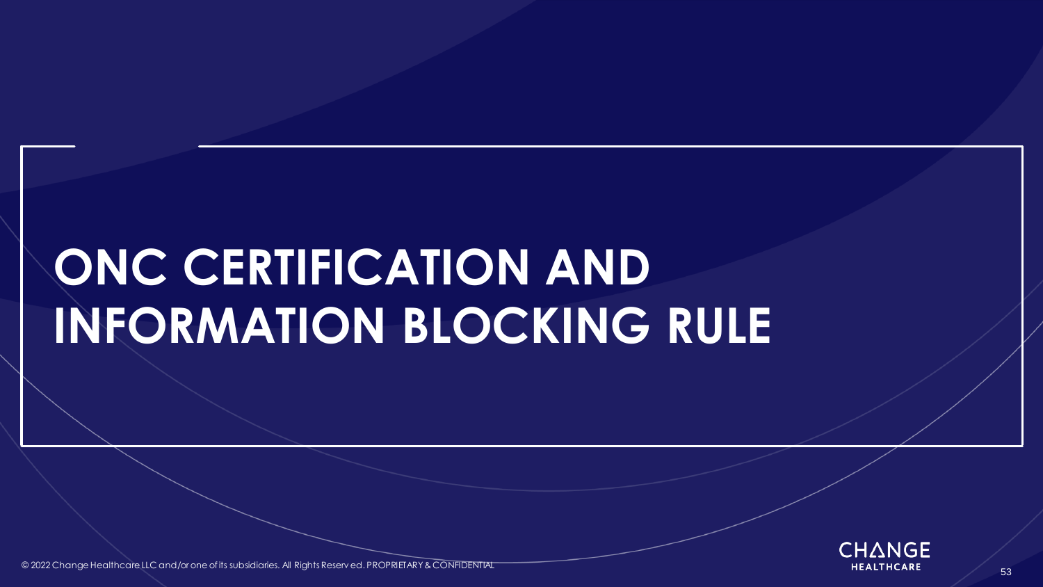# ONC CERTIFICATION AND INFORMATION BLOCKING RULE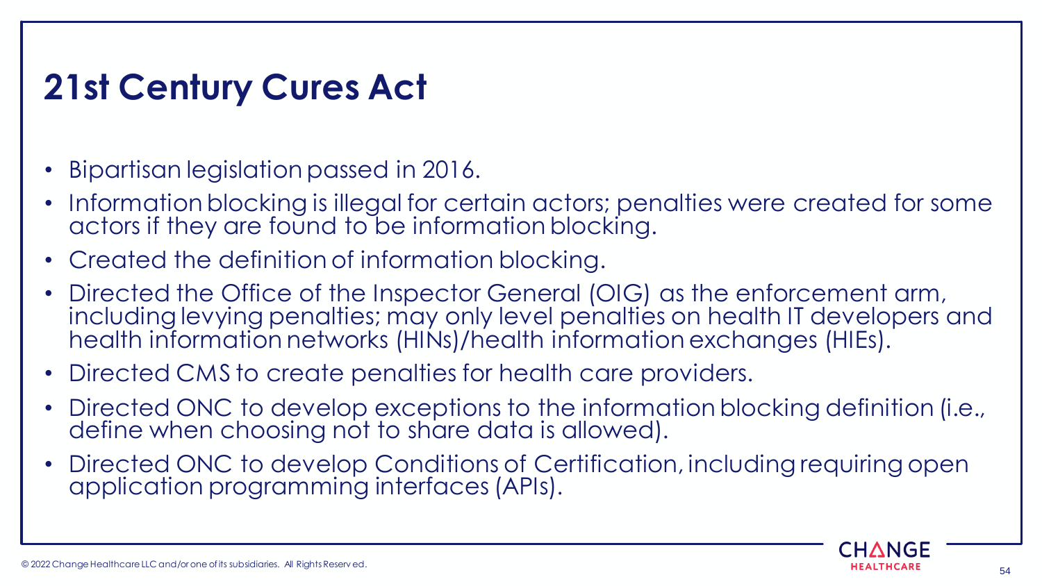# 21st Century Cures Act

- Bipartisan legislation passed in 2016.
- Information blocking is illegal for certain actors; penalties were created for some actors if they are found to be information blocking.
- Created the definition of information blocking.
- Directed the Office of the Inspector General (OIG) as the enforcement arm, including levying penalties; may only level penalties on health IT developers and health information networks (HINs)/health information exchanges (HIEs).
- Directed CMS to create penalties for health care providers.
- Directed ONC to develop exceptions to the information blocking definition (i.e., define when choosing not to share data is allowed).
- Directed ONC to develop Conditions of Certification, including requiring open application programming interfaces (APIs).

© 2022 Change Healthcare LLC and/or one of its subsidiaries. All Rights Reserved.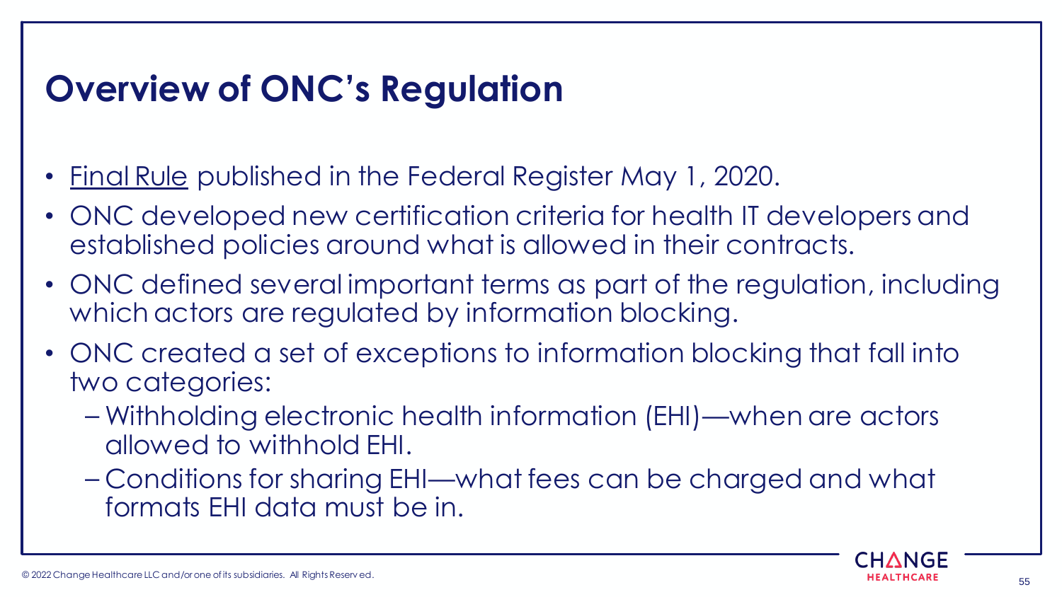# Overview of ONC's Regulation

- Final Rule published in the Federal Register May 1, 2020.
- ONC developed new certification criteria for health IT developers and established policies around what is allowed in their contracts.
- ONC defined several important terms as part of the regulation, including which actors are regulated by information blocking.
- ONC created a set of exceptions to information blocking that fall into two categories:
  - Withholding electronic health information (EHI)—when are actors allowed to withhold EHI.
  - Conditions for sharing EHI—what fees can be charged and what formats EHI data must be in.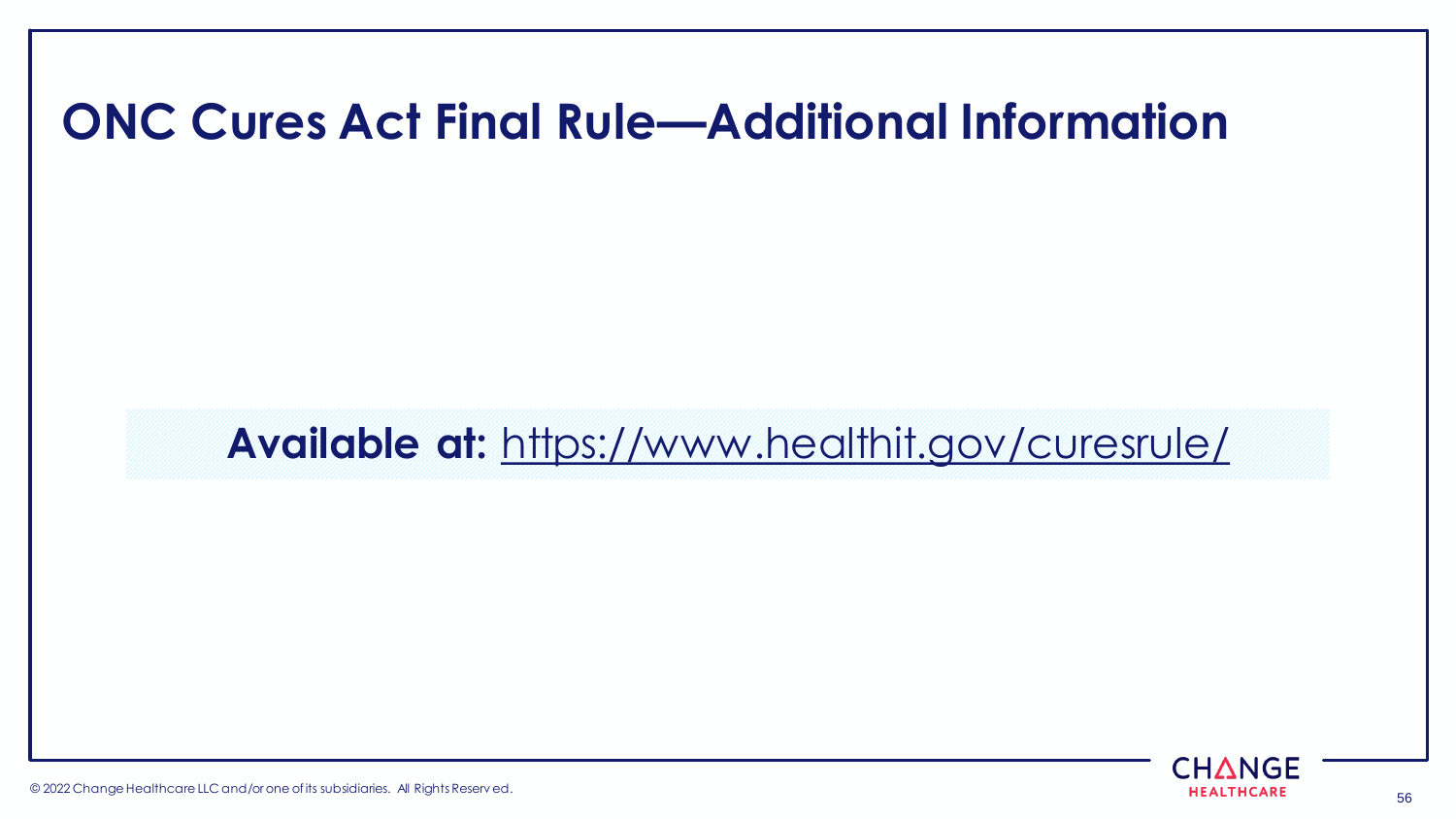# ONC Cures Act Final Rule—Additional Information

**Available at:** https://www.healthit.gov/curesrule/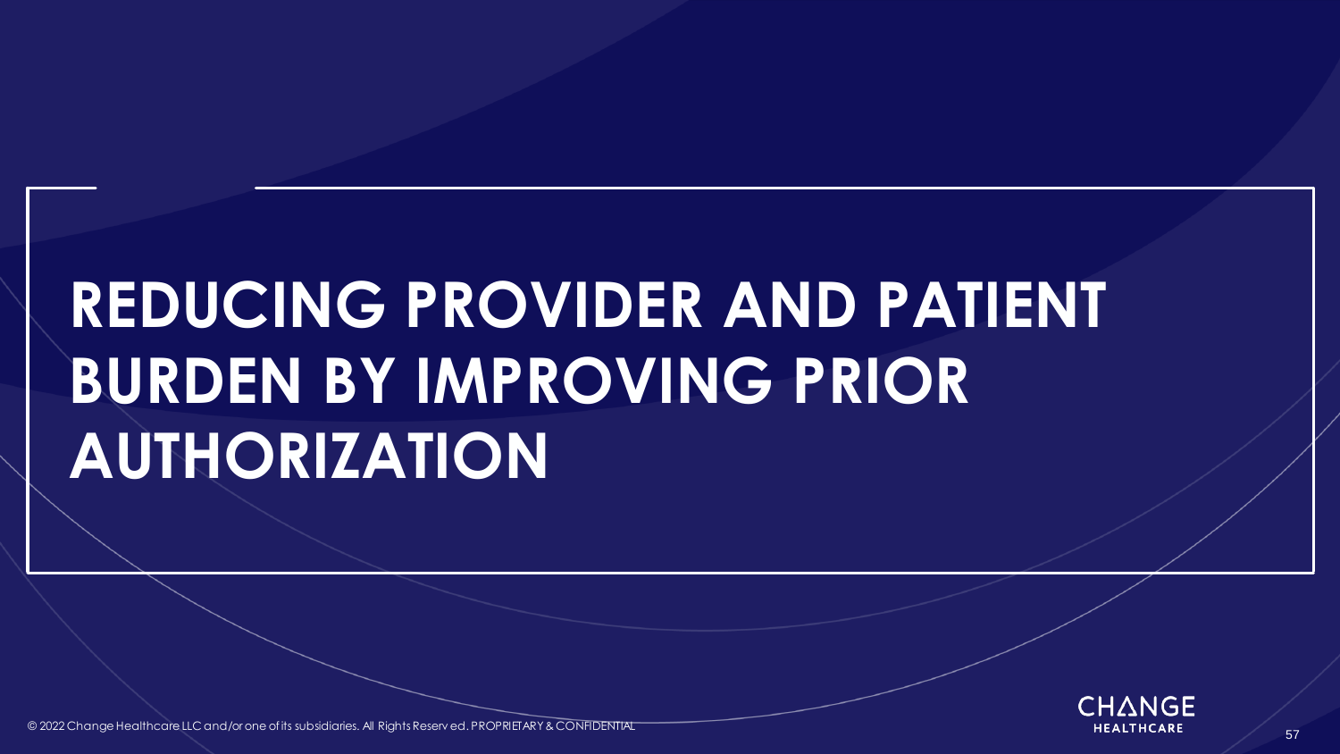# REDUCING PROVIDER AND PATIENT BURDEN BY IMPROVING PRIOR AUTHORIZATION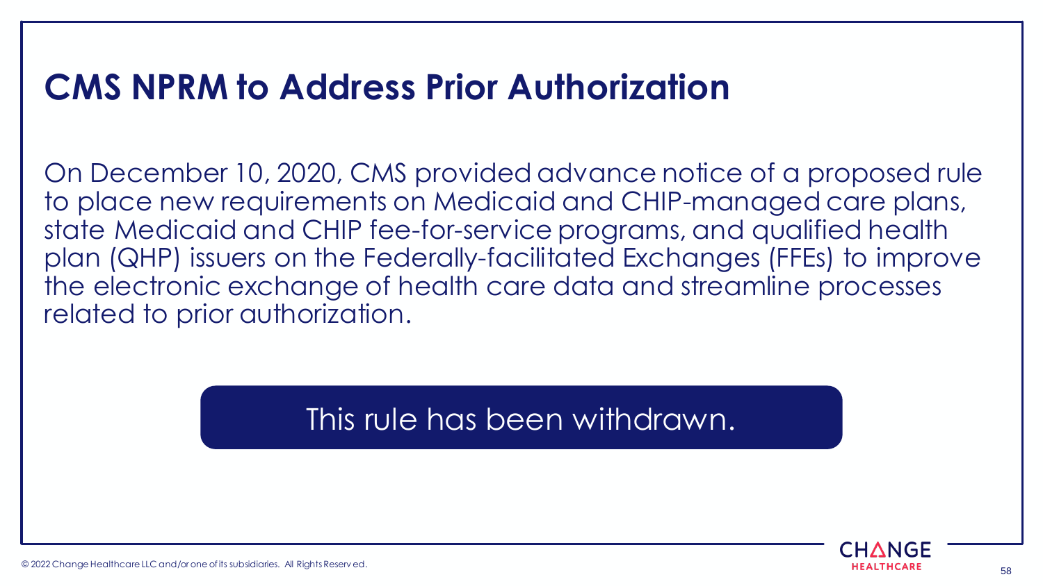# CMS NPRM to Address Prior Authorization

On December 10, 2020, CMS provided advance notice of a proposed rule to place new requirements on Medicaid and CHIP-managed care plans, state Medicaid and CHIP fee-for-service programs, and qualified health plan (QHP) issuers on the Federally-facilitated Exchanges (FFEs) to improve the electronic exchange of health care data and streamline processes related to prior authorization.

**This rule has been withdrawn.**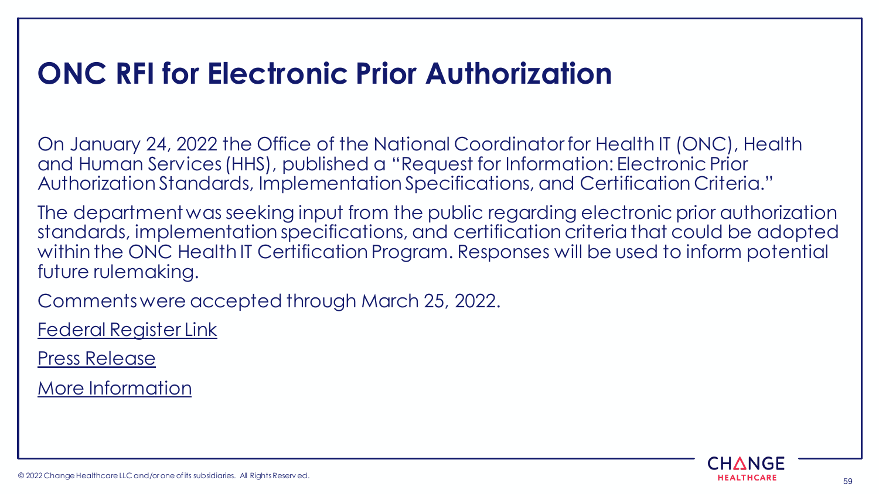# ONC RFI for Electronic Prior Authorization

On January 24, 2022 the Office of the National Coordinator for Health IT (ONC), Health and Human Services (HHS), published a "Request for Information: Electronic Prior Authorization Standards, Implementation Specifications, and Certification Criteria."

The department was seeking input from the public regarding electronic prior authorization standards, implementation specifications, and certification criteria that could be adopted within the ONC Health IT Certification Program. Responses will be used to inform potential future rulemaking.

Comments were accepted through March 25, 2022.

Federal Register Link

Press Release

More Information

© 2022 Change Healthcare LLC and/or one of its subsidiaries. All Rights Reserved.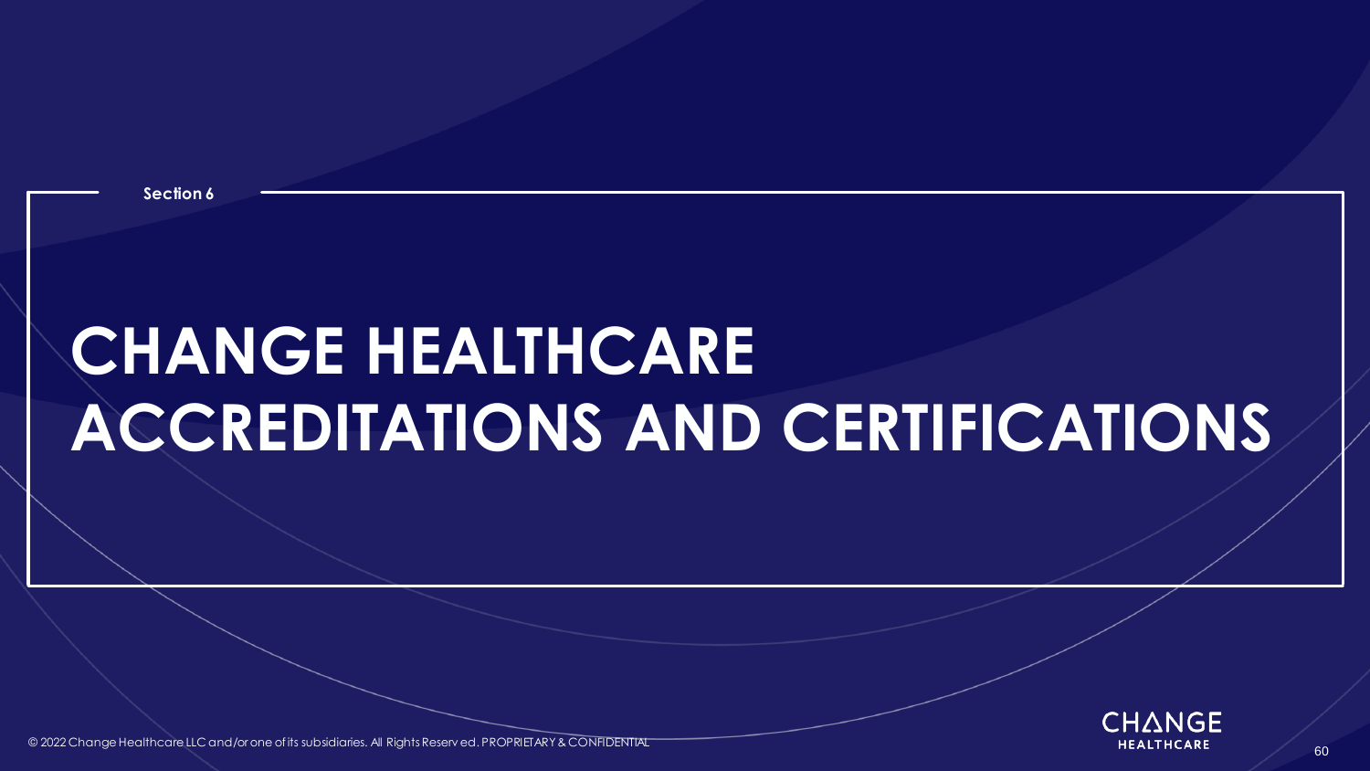Section 6

# CHANGE HEALTHCARE ACCREDITATIONS AND CERTIFICATIONS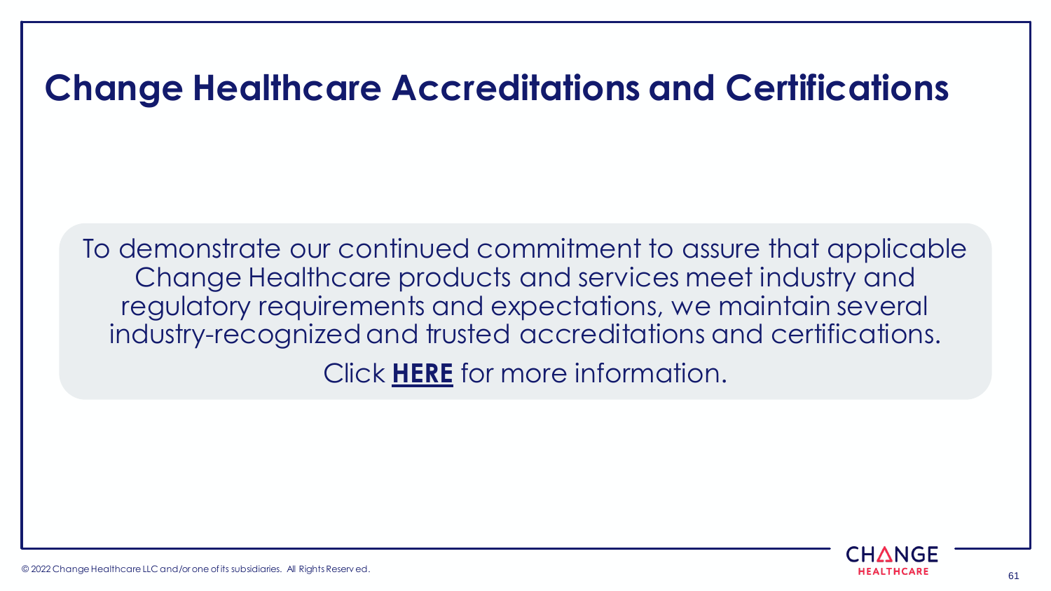# Change Healthcare Accreditations and Certifications

To demonstrate our continued commitment to assure that applicable Change Healthcare products and services meet industry and regulatory requirements and expectations, we maintain several industry-recognized and trusted accreditations and certifications.

Click **HERE** for more information.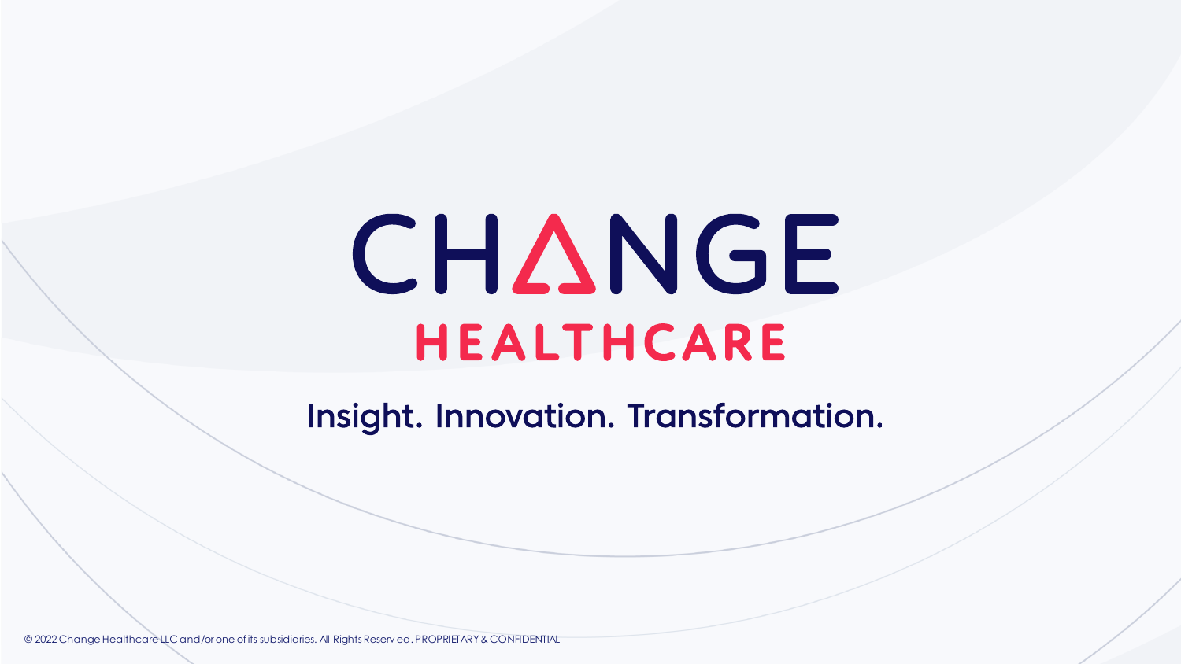# CHANGE HEALTHCARE

Insight. Innovation. Transformation.

© 2022 Change Healthcare LLC and/or one of its subsidiaries. All Rights Reserv ed. PROPRIETARY & CONFIDENTIAL